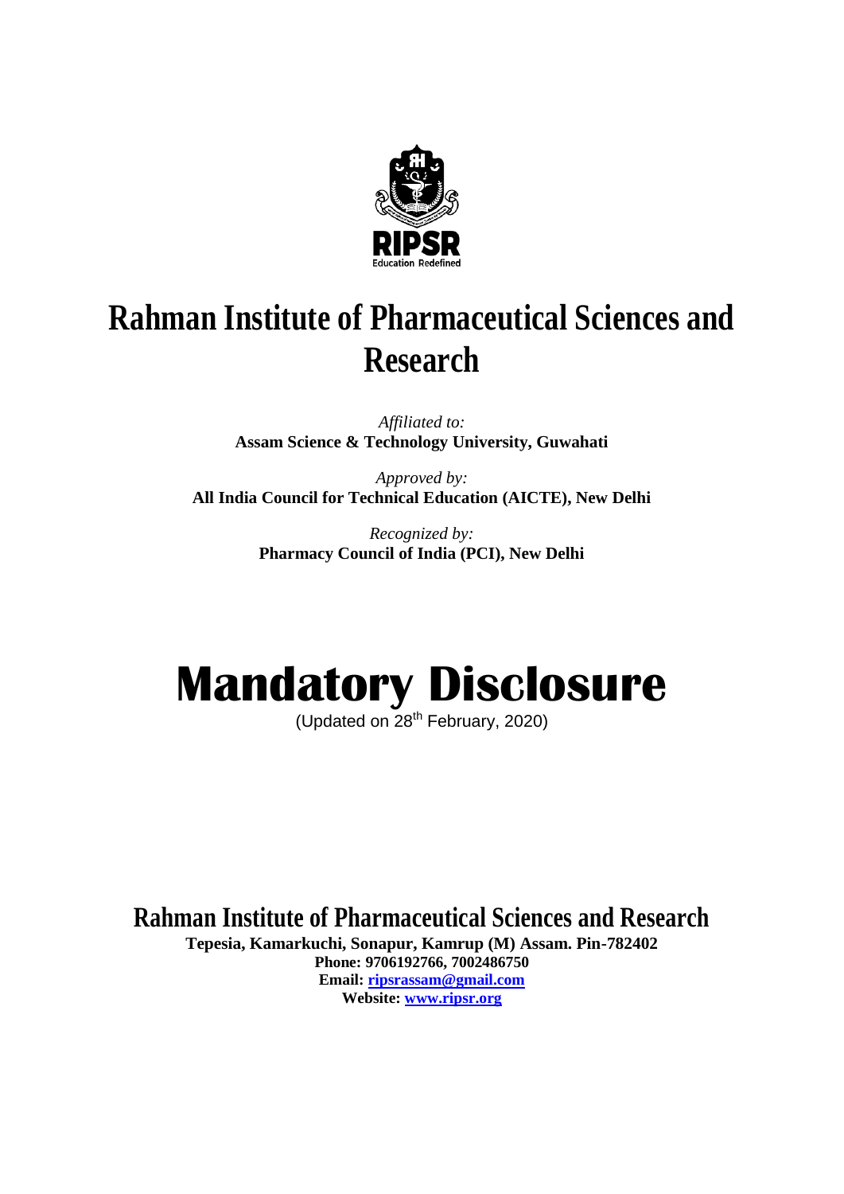RIPSR

Education Redefined

# Rahman Institute of Pharmaceutical Sciences and Research

*Affiliated to:*
**Assam Science & Technology University, Guwahati**

*Approved by:*
**All India Council for Technical Education (AICTE), New Delhi**

*Recognized by:*
**Pharmacy Council of India (PCI), New Delhi**

# Mandatory Disclosure

(Updated on 28th February, 2020)

## Rahman Institute of Pharmaceutical Sciences and Research

**Tepesia, Kamarkuchi, Sonapur, Kamrup (M) Assam. Pin-782402**
**Phone: 9706192766, 7002486750**
**Email: ripsrassam@gmail.com**
**Website: www.ripsr.org**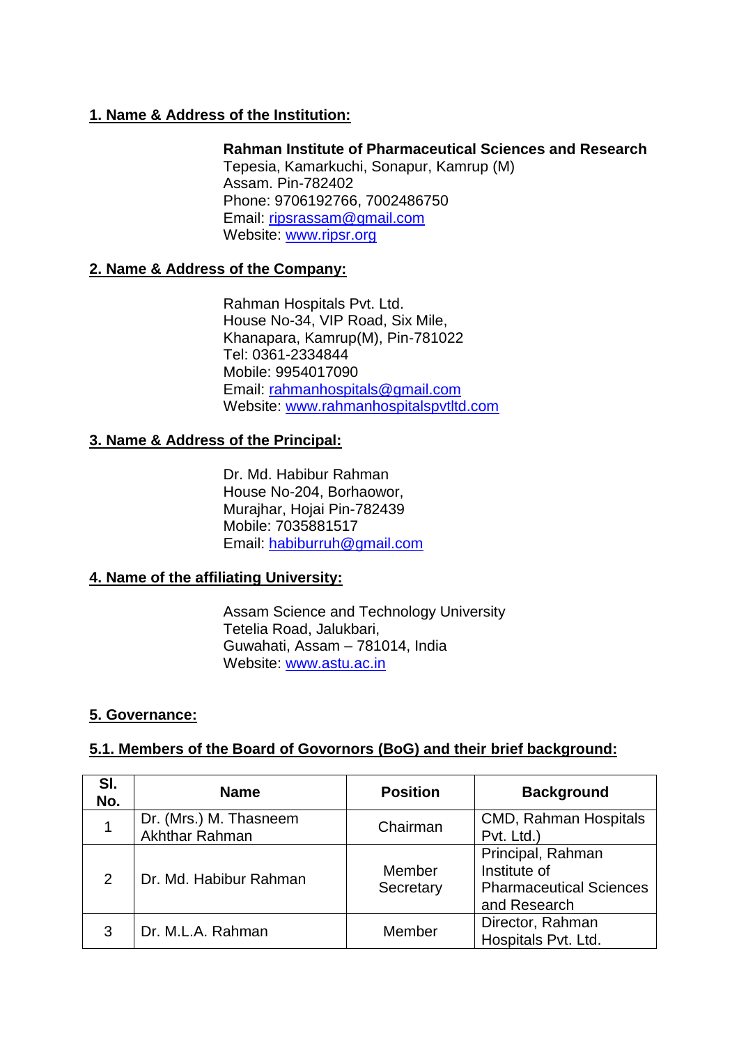**1. Name & Address of the Institution:**

**Rahman Institute of Pharmaceutical Sciences and Research**
Tepesia, Kamarkuchi, Sonapur, Kamrup (M)
Assam. Pin-782402
Phone: 9706192766, 7002486750
Email: ripsrassam@gmail.com
Website: www.ripsr.org

**2. Name & Address of the Company:**

Rahman Hospitals Pvt. Ltd.
House No-34, VIP Road, Six Mile,
Khanapara, Kamrup(M), Pin-781022
Tel: 0361-2334844
Mobile: 9954017090
Email: rahmanhospitals@gmail.com
Website: www.rahmanhospitalspvtltd.com

**3. Name & Address of the Principal:**

Dr. Md. Habibur Rahman
House No-204, Borhaowor,
Murajhar, Hojai Pin-782439
Mobile: 7035881517
Email: habiburruh@gmail.com

**4. Name of the affiliating University:**

Assam Science and Technology University
Tetelia Road, Jalukbari,
Guwahati, Assam – 781014, India
Website: www.astu.ac.in

**5. Governance:**

**5.1. Members of the Board of Govornors (BoG) and their brief background:**

| Sl. No. | Name | Position | Background |
|---|---|---|---|
| 1 | Dr. (Mrs.) M. Thasneem Akhthar Rahman | Chairman | CMD, Rahman Hospitals Pvt. Ltd.) |
| 2 | Dr. Md. Habibur Rahman | Member Secretary | Principal, Rahman Institute of Pharmaceutical Sciences and Research |
| 3 | Dr. M.L.A. Rahman | Member | Director, Rahman Hospitals Pvt. Ltd. |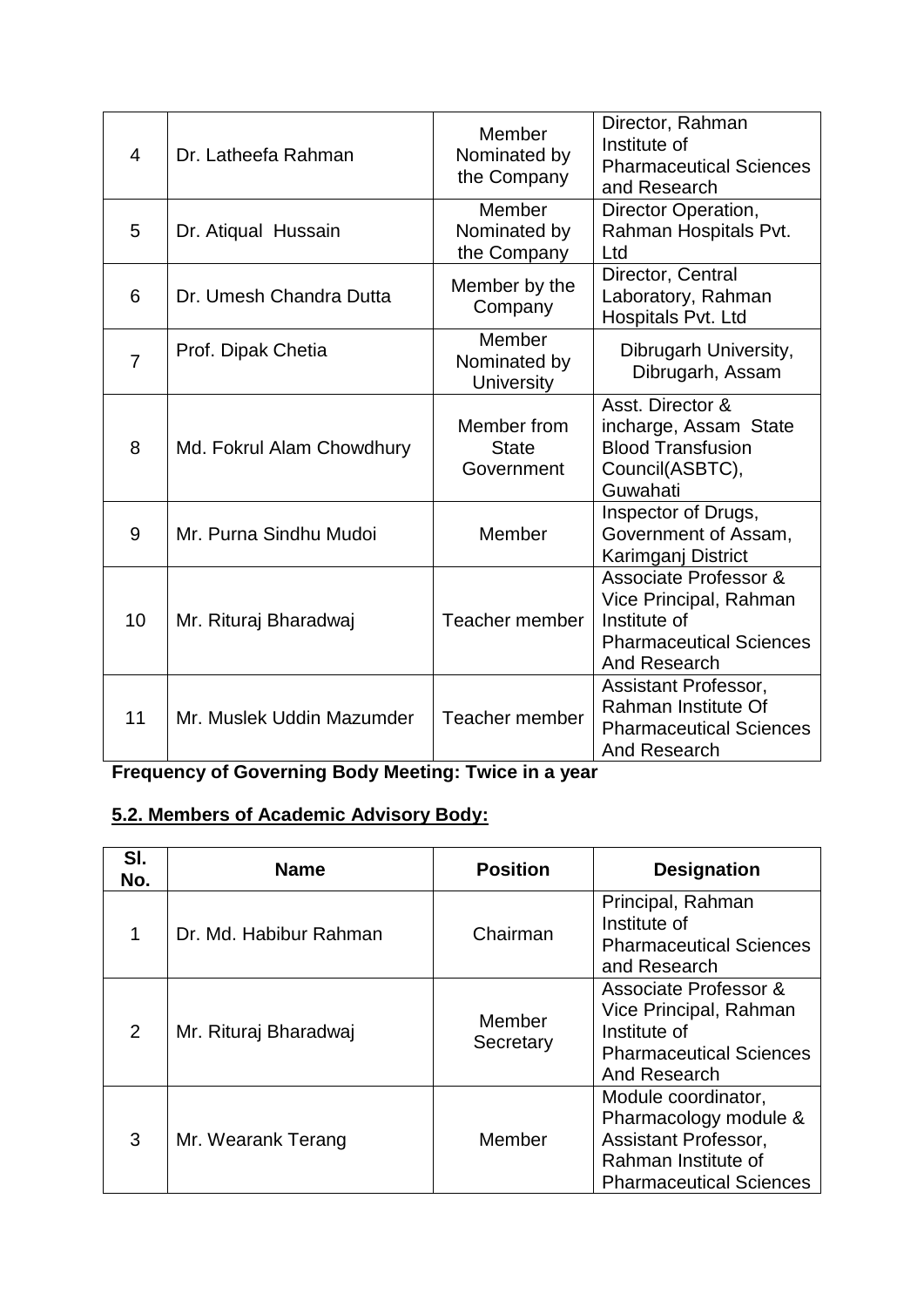| | | | |
|---|---|---|---|
| 4 | Dr. Latheefa Rahman | Member Nominated by the Company | Director, Rahman Institute of Pharmaceutical Sciences and Research |
| 5 | Dr. Atiqual Hussain | Member Nominated by the Company | Director Operation, Rahman Hospitals Pvt. Ltd |
| 6 | Dr. Umesh Chandra Dutta | Member by the Company | Director, Central Laboratory, Rahman Hospitals Pvt. Ltd |
| 7 | Prof. Dipak Chetia | Member Nominated by University | Dibrugarh University, Dibrugarh, Assam |
| 8 | Md. Fokrul Alam Chowdhury | Member from State Government | Asst. Director & incharge, Assam State Blood Transfusion Council(ASBTC), Guwahati |
| 9 | Mr. Purna Sindhu Mudoi | Member | Inspector of Drugs, Government of Assam, Karimganj District |
| 10 | Mr. Rituraj Bharadwaj | Teacher member | Associate Professor & Vice Principal, Rahman Institute of Pharmaceutical Sciences And Research |
| 11 | Mr. Muslek Uddin Mazumder | Teacher member | Assistant Professor, Rahman Institute Of Pharmaceutical Sciences And Research |

**Frequency of Governing Body Meeting: Twice in a year**

## 5.2. Members of Academic Advisory Body:

| Sl. No. | Name | Position | Designation |
|---|---|---|---|
| 1 | Dr. Md. Habibur Rahman | Chairman | Principal, Rahman Institute of Pharmaceutical Sciences and Research |
| 2 | Mr. Rituraj Bharadwaj | Member Secretary | Associate Professor & Vice Principal, Rahman Institute of Pharmaceutical Sciences And Research |
| 3 | Mr. Wearank Terang | Member | Module coordinator, Pharmacology module & Assistant Professor, Rahman Institute of Pharmaceutical Sciences |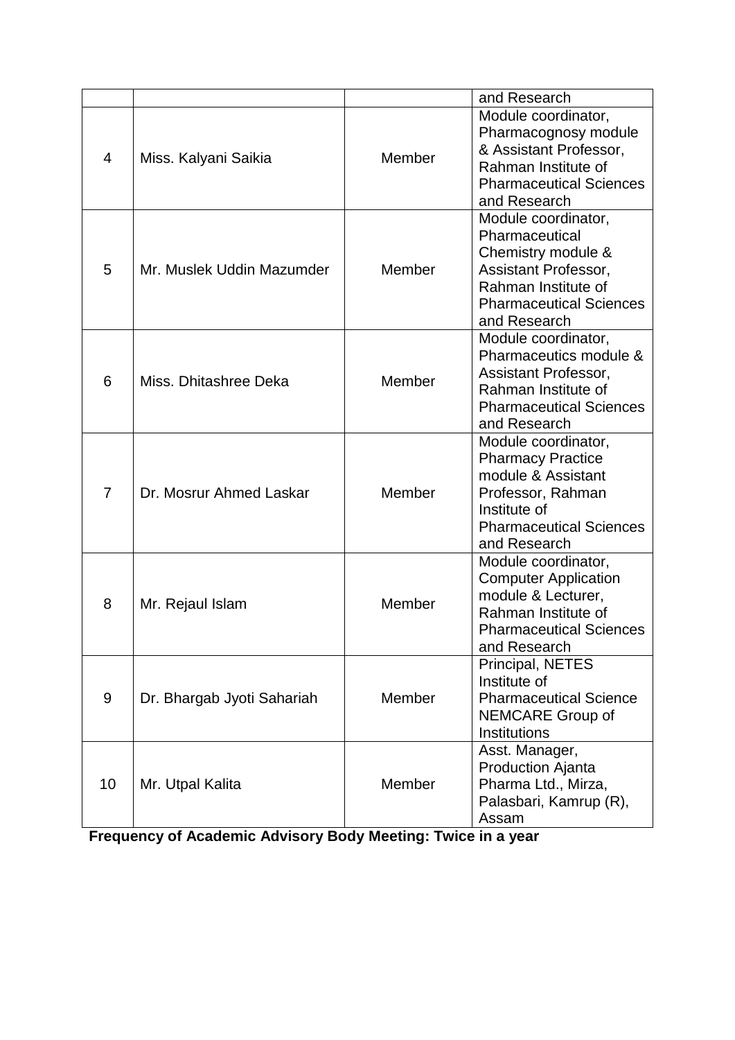| | | | |
|---|---|---|---|
| | | | and Research |
| 4 | Miss. Kalyani Saikia | Member | Module coordinator, Pharmacognosy module & Assistant Professor, Rahman Institute of Pharmaceutical Sciences and Research |
| 5 | Mr. Muslek Uddin Mazumder | Member | Module coordinator, Pharmaceutical Chemistry module & Assistant Professor, Rahman Institute of Pharmaceutical Sciences and Research |
| 6 | Miss. Dhitashree Deka | Member | Module coordinator, Pharmaceutics module & Assistant Professor, Rahman Institute of Pharmaceutical Sciences and Research |
| 7 | Dr. Mosrur Ahmed Laskar | Member | Module coordinator, Pharmacy Practice module & Assistant Professor, Rahman Institute of Pharmaceutical Sciences and Research |
| 8 | Mr. Rejaul Islam | Member | Module coordinator, Computer Application module & Lecturer, Rahman Institute of Pharmaceutical Sciences and Research |
| 9 | Dr. Bhargab Jyoti Sahariah | Member | Principal, NETES Institute of Pharmaceutical Science NEMCARE Group of Institutions |
| 10 | Mr. Utpal Kalita | Member | Asst. Manager, Production Ajanta Pharma Ltd., Mirza, Palasbari, Kamrup (R), Assam |

**Frequency of Academic Advisory Body Meeting: Twice in a year**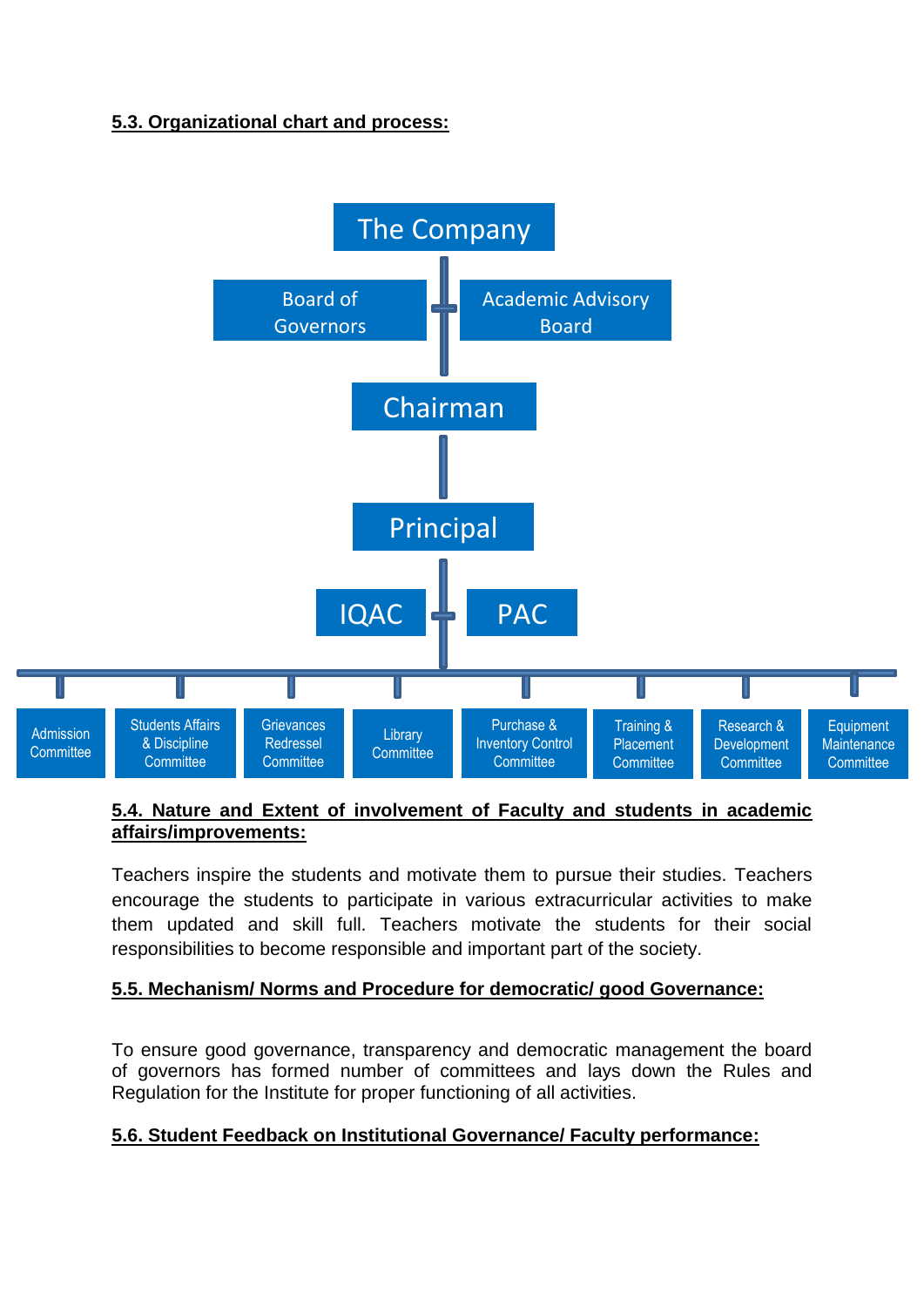## 5.3. Organizational chart and process:

The Company

Board of Governors | Academic Advisory Board

Chairman

Principal

IQAC | PAC

- Admission Committee
- Students Affairs & Discipline Committee
- Grievances Redressel Committee
- Library Committee
- Purchase & Inventory Control Committee
- Training & Placement Committee
- Research & Development Committee
- Equipment Maintenance Committee

## 5.4. Nature and Extent of involvement of Faculty and students in academic affairs/improvements:

Teachers inspire the students and motivate them to pursue their studies. Teachers encourage the students to participate in various extracurricular activities to make them updated and skill full. Teachers motivate the students for their social responsibilities to become responsible and important part of the society.

## 5.5. Mechanism/ Norms and Procedure for democratic/ good Governance:

To ensure good governance, transparency and democratic management the board of governors has formed number of committees and lays down the Rules and Regulation for the Institute for proper functioning of all activities.

## 5.6. Student Feedback on Institutional Governance/ Faculty performance: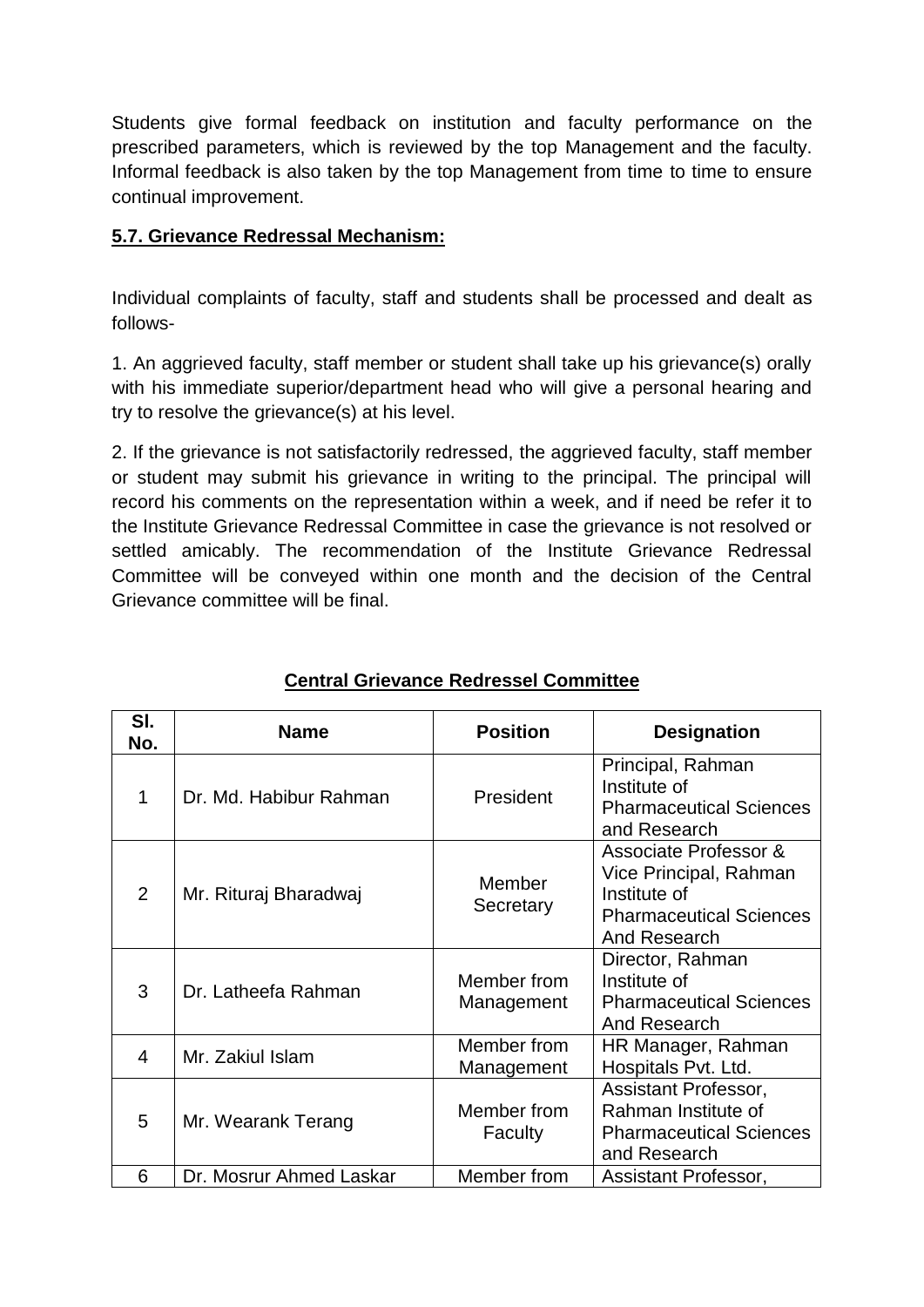Students give formal feedback on institution and faculty performance on the prescribed parameters, which is reviewed by the top Management and the faculty. Informal feedback is also taken by the top Management from time to time to ensure continual improvement.

**5.7. Grievance Redressal Mechanism:**

Individual complaints of faculty, staff and students shall be processed and dealt as follows-

1. An aggrieved faculty, staff member or student shall take up his grievance(s) orally with his immediate superior/department head who will give a personal hearing and try to resolve the grievance(s) at his level.

2. If the grievance is not satisfactorily redressed, the aggrieved faculty, staff member or student may submit his grievance in writing to the principal. The principal will record his comments on the representation within a week, and if need be refer it to the Institute Grievance Redressal Committee in case the grievance is not resolved or settled amicably. The recommendation of the Institute Grievance Redressal Committee will be conveyed within one month and the decision of the Central Grievance committee will be final.

**Central Grievance Redressel Committee**

| Sl. No. | Name | Position | Designation |
|---|---|---|---|
| 1 | Dr. Md. Habibur Rahman | President | Principal, Rahman Institute of Pharmaceutical Sciences and Research |
| 2 | Mr. Rituraj Bharadwaj | Member Secretary | Associate Professor & Vice Principal, Rahman Institute of Pharmaceutical Sciences And Research |
| 3 | Dr. Latheefa Rahman | Member from Management | Director, Rahman Institute of Pharmaceutical Sciences And Research |
| 4 | Mr. Zakiul Islam | Member from Management | HR Manager, Rahman Hospitals Pvt. Ltd. |
| 5 | Mr. Wearank Terang | Member from Faculty | Assistant Professor, Rahman Institute of Pharmaceutical Sciences and Research |
| 6 | Dr. Mosrur Ahmed Laskar | Member from | Assistant Professor, |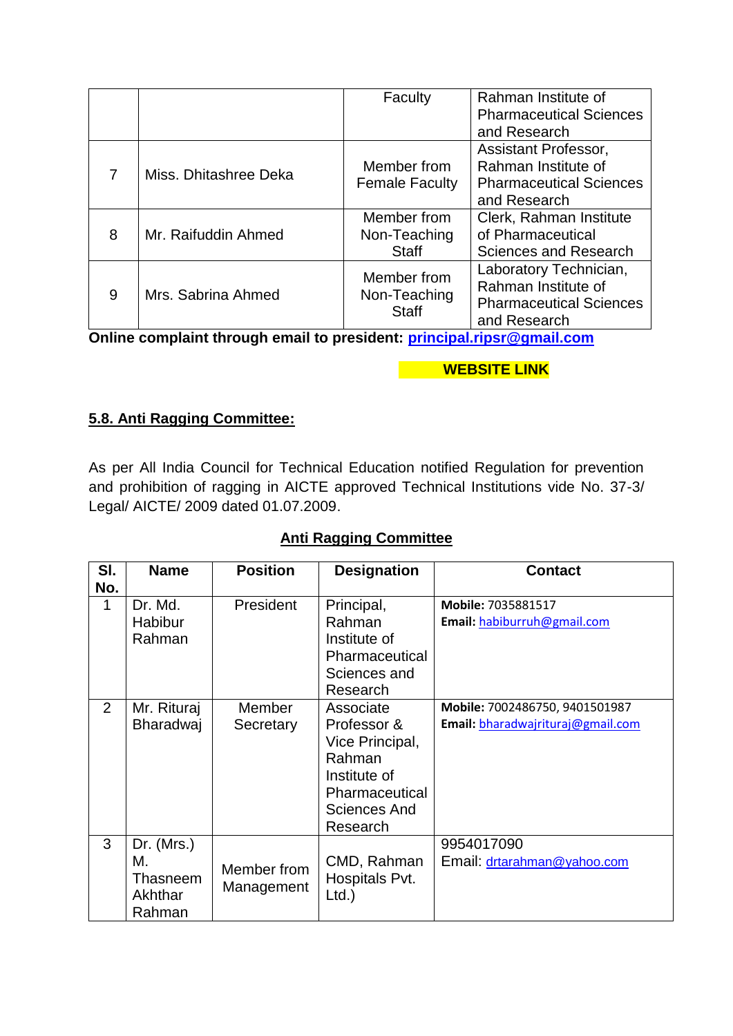|  |  | Faculty | Rahman Institute of Pharmaceutical Sciences and Research |
|---|---|---|---|
| 7 | Miss. Dhitashree Deka | Member from Female Faculty | Assistant Professor, Rahman Institute of Pharmaceutical Sciences and Research |
| 8 | Mr. Raifuddin Ahmed | Member from Non-Teaching Staff | Clerk, Rahman Institute of Pharmaceutical Sciences and Research |
| 9 | Mrs. Sabrina Ahmed | Member from Non-Teaching Staff | Laboratory Technician, Rahman Institute of Pharmaceutical Sciences and Research |

**Online complaint through email to president: principal.ripsr@gmail.com**

**WEBSITE LINK**

## 5.8. Anti Ragging Committee:

As per All India Council for Technical Education notified Regulation for prevention and prohibition of ragging in AICTE approved Technical Institutions vide No. 37-3/ Legal/ AICTE/ 2009 dated 01.07.2009.

### Anti Ragging Committee

| Sl. No. | Name | Position | Designation | Contact |
|---|---|---|---|---|
| 1 | Dr. Md. Habibur Rahman | President | Principal, Rahman Institute of Pharmaceutical Sciences and Research | **Mobile:** 7035881517<br>**Email:** habiburruh@gmail.com |
| 2 | Mr. Rituraj Bharadwaj | Member Secretary | Associate Professor & Vice Principal, Rahman Institute of Pharmaceutical Sciences And Research | **Mobile:** 7002486750, 9401501987<br>**Email:** bharadwajrituraj@gmail.com |
| 3 | Dr. (Mrs.) M. Thasneem Akhthar Rahman | Member from Management | CMD, Rahman Hospitals Pvt. Ltd.) | 9954017090<br>Email: drtarahman@yahoo.com |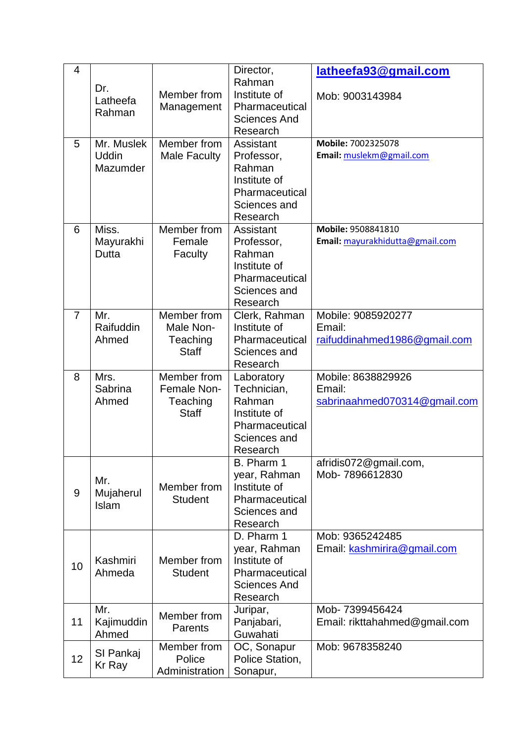| 4 | Dr. Latheefa Rahman | Member from Management | Director, Rahman Institute of Pharmaceutical Sciences And Research | **latheefa93@gmail.com** Mob: 9003143984 |
|---|---|---|---|---|
| 5 | Mr. Muslek Uddin Mazumder | Member from Male Faculty | Assistant Professor, Rahman Institute of Pharmaceutical Sciences and Research | **Mobile:** 7002325078 **Email:** muslekm@gmail.com |
| 6 | Miss. Mayurakhi Dutta | Member from Female Faculty | Assistant Professor, Rahman Institute of Pharmaceutical Sciences and Research | **Mobile:** 9508841810 **Email:** mayurakhidutta@gmail.com |
| 7 | Mr. Raifuddin Ahmed | Member from Male Non-Teaching Staff | Clerk, Rahman Institute of Pharmaceutical Sciences and Research | Mobile: 9085920277 Email: raifuddinahmed1986@gmail.com |
| 8 | Mrs. Sabrina Ahmed | Member from Female Non-Teaching Staff | Laboratory Technician, Rahman Institute of Pharmaceutical Sciences and Research | Mobile: 8638829926 Email: sabrinaahmed070314@gmail.com |
| 9 | Mr. Mujaherul Islam | Member from Student | B. Pharm 1 year, Rahman Institute of Pharmaceutical Sciences and Research | afridis072@gmail.com, Mob- 7896612830 |
| 10 | Kashmiri Ahmeda | Member from Student | D. Pharm 1 year, Rahman Institute of Pharmaceutical Sciences And Research | Mob: 9365242485 Email: kashmirira@gmail.com |
| 11 | Mr. Kajimuddin Ahmed | Member from Parents | Juripar, Panjabari, Guwahati | Mob- 7399456424 Email: rikttahahmed@gmail.com |
| 12 | SI Pankaj Kr Ray | Member from Police Administration | OC, Sonapur Police Station, Sonapur, | Mob: 9678358240 |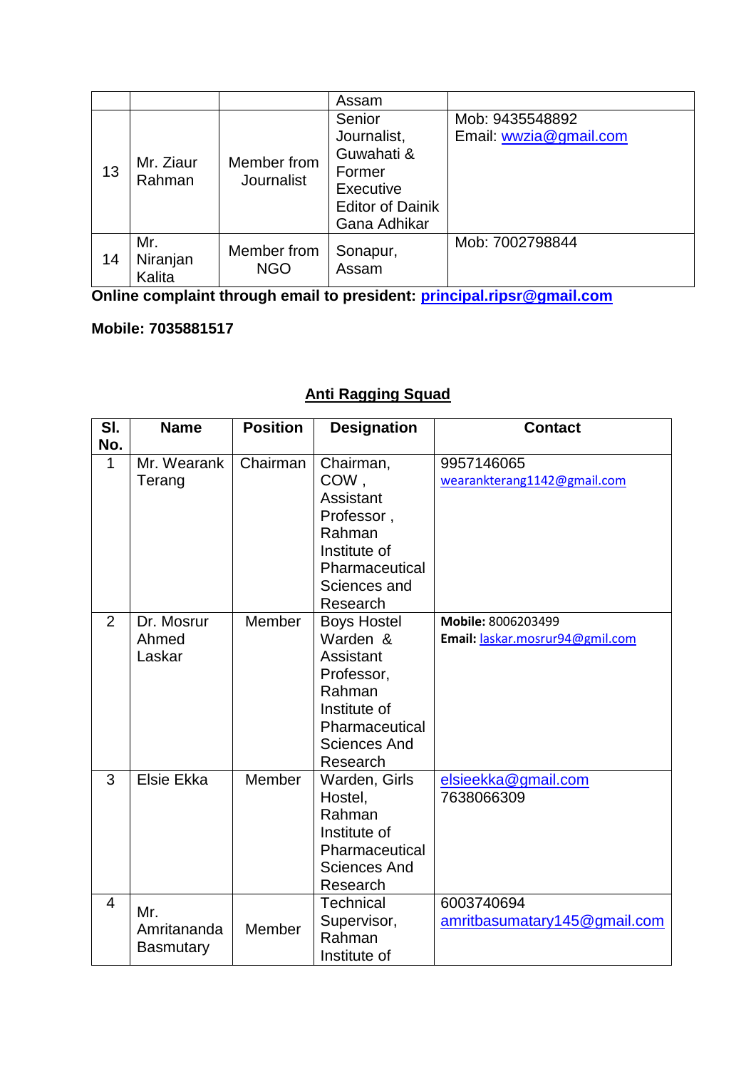|  |  |  | Assam |  |
|---|---|---|---|---|
| 13 | Mr. Ziaur Rahman | Member from Journalist | Senior Journalist, Guwahati & Former Executive Editor of Dainik Gana Adhikar | Mob: 9435548892 Email: wwzia@gmail.com |
| 14 | Mr. Niranjan Kalita | Member from NGO | Sonapur, Assam | Mob: 7002798844 |

**Online complaint through email to president: principal.ripsr@gmail.com**

**Mobile: 7035881517**

## Anti Ragging Squad

| Sl. No. | Name | Position | Designation | Contact |
|---|---|---|---|---|
| 1 | Mr. Wearank Terang | Chairman | Chairman, COW , Assistant Professor , Rahman Institute of Pharmaceutical Sciences and Research | 9957146065 wearankterang1142@gmail.com |
| 2 | Dr. Mosrur Ahmed Laskar | Member | Boys Hostel Warden & Assistant Professor, Rahman Institute of Pharmaceutical Sciences And Research | **Mobile:** 8006203499 **Email:** laskar.mosrur94@gmil.com |
| 3 | Elsie Ekka | Member | Warden, Girls Hostel, Rahman Institute of Pharmaceutical Sciences And Research | elsieekka@gmail.com 7638066309 |
| 4 | Mr. Amritananda Basmutary | Member | Technical Supervisor, Rahman Institute of | 6003740694 amritbasumatary145@gmail.com |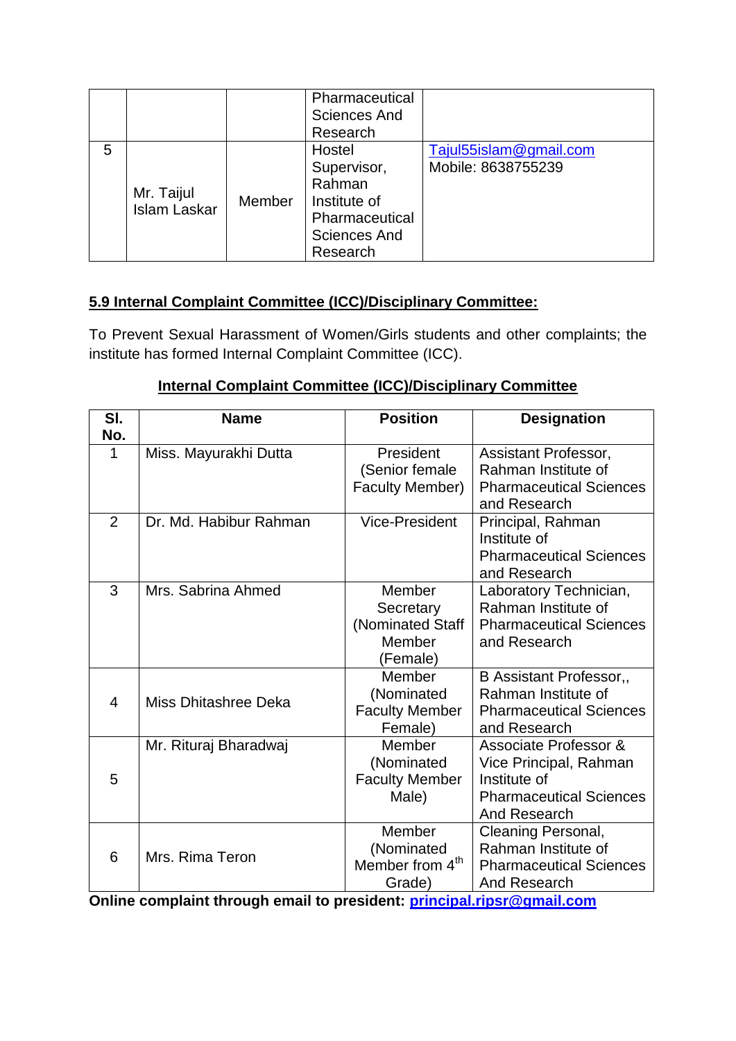|  |  |  | Pharmaceutical Sciences And Research |  |
|---|---|---|---|---|
| 5 | Mr. Taijul Islam Laskar | Member | Hostel Supervisor, Rahman Institute of Pharmaceutical Sciences And Research | Tajul55islam@gmail.com Mobile: 8638755239 |

## 5.9 Internal Complaint Committee (ICC)/Disciplinary Committee:

To Prevent Sexual Harassment of Women/Girls students and other complaints; the institute has formed Internal Complaint Committee (ICC).

**Internal Complaint Committee (ICC)/Disciplinary Committee**

| Sl. No. | Name | Position | Designation |
|---|---|---|---|
| 1 | Miss. Mayurakhi Dutta | President (Senior female Faculty Member) | Assistant Professor, Rahman Institute of Pharmaceutical Sciences and Research |
| 2 | Dr. Md. Habibur Rahman | Vice-President | Principal, Rahman Institute of Pharmaceutical Sciences and Research |
| 3 | Mrs. Sabrina Ahmed | Member Secretary (Nominated Staff Member (Female) | Laboratory Technician, Rahman Institute of Pharmaceutical Sciences and Research |
| 4 | Miss Dhitashree Deka | Member (Nominated Faculty Member Female) | B Assistant Professor,, Rahman Institute of Pharmaceutical Sciences and Research |
| 5 | Mr. Rituraj Bharadwaj | Member (Nominated Faculty Member Male) | Associate Professor & Vice Principal, Rahman Institute of Pharmaceutical Sciences And Research |
| 6 | Mrs. Rima Teron | Member (Nominated Member from 4th Grade) | Cleaning Personal, Rahman Institute of Pharmaceutical Sciences And Research |

**Online complaint through email to president: principal.ripsr@gmail.com**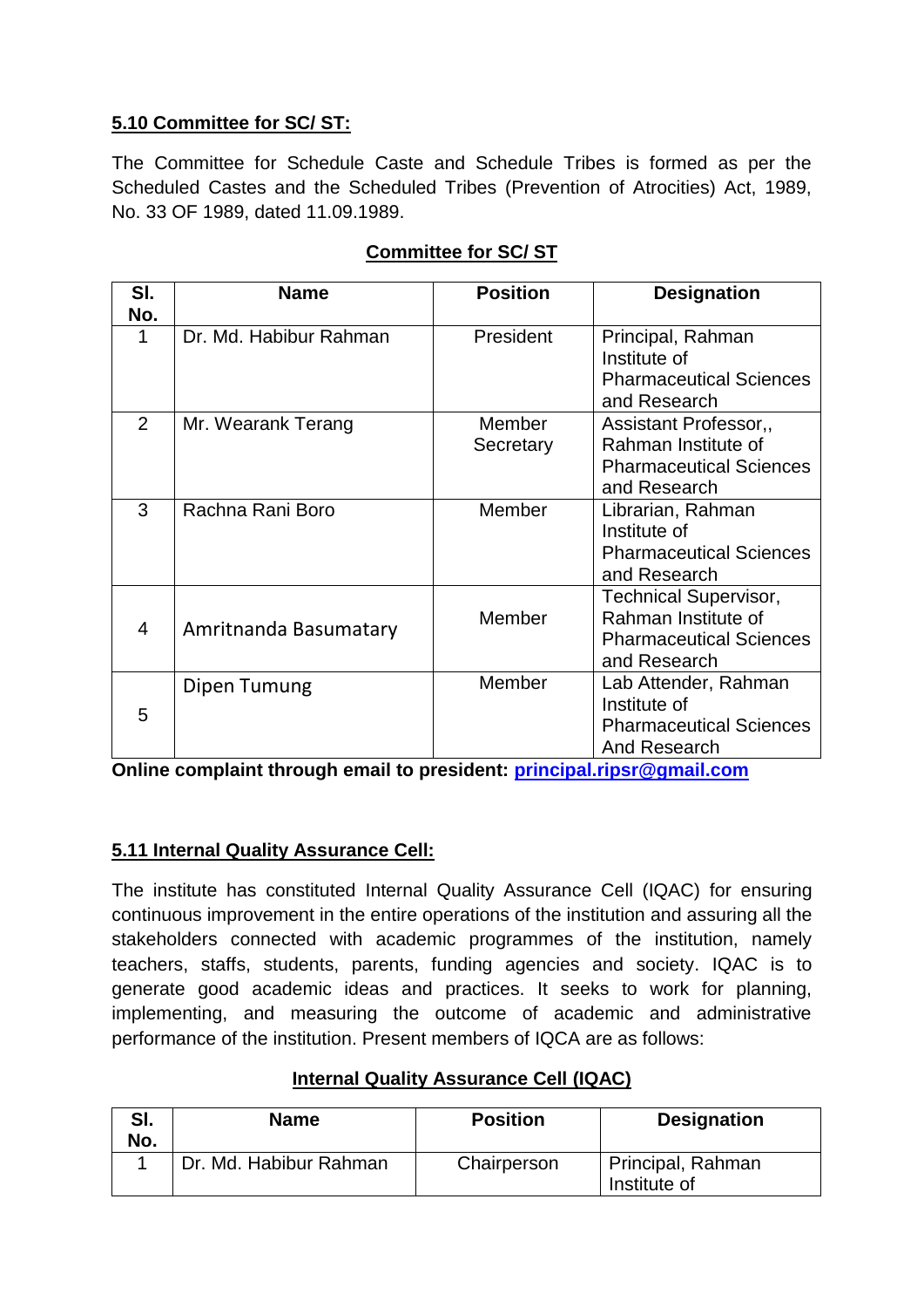### 5.10 Committee for SC/ ST:

The Committee for Schedule Caste and Schedule Tribes is formed as per the Scheduled Castes and the Scheduled Tribes (Prevention of Atrocities) Act, 1989, No. 33 OF 1989, dated 11.09.1989.

**Committee for SC/ ST**

| Sl. No. | Name | Position | Designation |
|---|---|---|---|
| 1 | Dr. Md. Habibur Rahman | President | Principal, Rahman Institute of Pharmaceutical Sciences and Research |
| 2 | Mr. Wearank Terang | Member Secretary | Assistant Professor,, Rahman Institute of Pharmaceutical Sciences and Research |
| 3 | Rachna Rani Boro | Member | Librarian, Rahman Institute of Pharmaceutical Sciences and Research |
| 4 | Amritnanda Basumatary | Member | Technical Supervisor, Rahman Institute of Pharmaceutical Sciences and Research |
| 5 | Dipen Tumung | Member | Lab Attender, Rahman Institute of Pharmaceutical Sciences And Research |

**Online complaint through email to president: principal.ripsr@gmail.com**

### 5.11 Internal Quality Assurance Cell:

The institute has constituted Internal Quality Assurance Cell (IQAC) for ensuring continuous improvement in the entire operations of the institution and assuring all the stakeholders connected with academic programmes of the institution, namely teachers, staffs, students, parents, funding agencies and society. IQAC is to generate good academic ideas and practices. It seeks to work for planning, implementing, and measuring the outcome of academic and administrative performance of the institution. Present members of IQCA are as follows:

**Internal Quality Assurance Cell (IQAC)**

| Sl. No. | Name | Position | Designation |
|---|---|---|---|
| 1 | Dr. Md. Habibur Rahman | Chairperson | Principal, Rahman Institute of |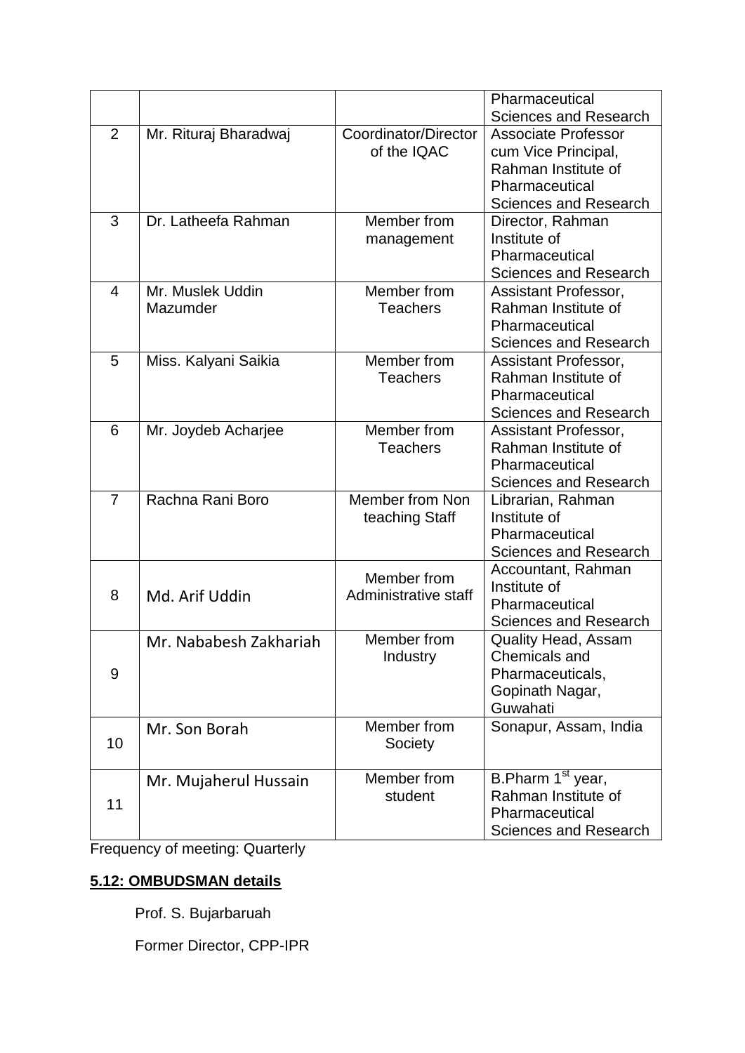| | | | Pharmaceutical Sciences and Research |
|---|---|---|---|
| 2 | Mr. Rituraj Bharadwaj | Coordinator/Director of the IQAC | Associate Professor cum Vice Principal, Rahman Institute of Pharmaceutical Sciences and Research |
| 3 | Dr. Latheefa Rahman | Member from management | Director, Rahman Institute of Pharmaceutical Sciences and Research |
| 4 | Mr. Muslek Uddin Mazumder | Member from Teachers | Assistant Professor, Rahman Institute of Pharmaceutical Sciences and Research |
| 5 | Miss. Kalyani Saikia | Member from Teachers | Assistant Professor, Rahman Institute of Pharmaceutical Sciences and Research |
| 6 | Mr. Joydeb Acharjee | Member from Teachers | Assistant Professor, Rahman Institute of Pharmaceutical Sciences and Research |
| 7 | Rachna Rani Boro | Member from Non teaching Staff | Librarian, Rahman Institute of Pharmaceutical Sciences and Research |
| 8 | Md. Arif Uddin | Member from Administrative staff | Accountant, Rahman Institute of Pharmaceutical Sciences and Research |
| 9 | Mr. Nababesh Zakhariah | Member from Industry | Quality Head, Assam Chemicals and Pharmaceuticals, Gopinath Nagar, Guwahati |
| 10 | Mr. Son Borah | Member from Society | Sonapur, Assam, India |
| 11 | Mr. Mujaherul Hussain | Member from student | B.Pharm 1st year, Rahman Institute of Pharmaceutical Sciences and Research |

Frequency of meeting: Quarterly

**5.12: OMBUDSMAN details**

Prof. S. Bujarbaruah

Former Director, CPP-IPR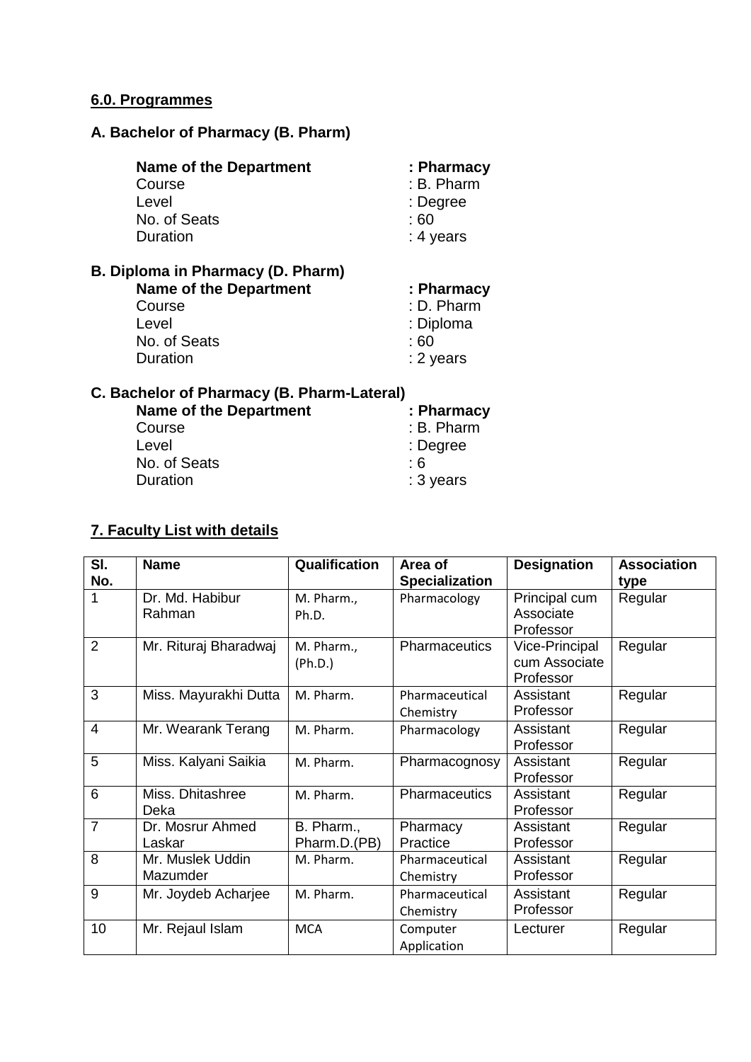## 6.0. Programmes

### A. Bachelor of Pharmacy (B. Pharm)

**Name of the Department** : **Pharmacy**
Course : B. Pharm
Level : Degree
No. of Seats : 60
Duration : 4 years

### B. Diploma in Pharmacy (D. Pharm)

**Name of the Department** : **Pharmacy**
Course : D. Pharm
Level : Diploma
No. of Seats : 60
Duration : 2 years

### C. Bachelor of Pharmacy (B. Pharm-Lateral)

**Name of the Department** : **Pharmacy**
Course : B. Pharm
Level : Degree
No. of Seats : 6
Duration : 3 years

## 7. Faculty List with details

| Sl. No. | Name | Qualification | Area of Specialization | Designation | Association type |
|---|---|---|---|---|---|
| 1 | Dr. Md. Habibur Rahman | M. Pharm., Ph.D. | Pharmacology | Principal cum Associate Professor | Regular |
| 2 | Mr. Rituraj Bharadwaj | M. Pharm., (Ph.D.) | Pharmaceutics | Vice-Principal cum Associate Professor | Regular |
| 3 | Miss. Mayurakhi Dutta | M. Pharm. | Pharmaceutical Chemistry | Assistant Professor | Regular |
| 4 | Mr. Wearank Terang | M. Pharm. | Pharmacology | Assistant Professor | Regular |
| 5 | Miss. Kalyani Saikia | M. Pharm. | Pharmacognosy | Assistant Professor | Regular |
| 6 | Miss. Dhitashree Deka | M. Pharm. | Pharmaceutics | Assistant Professor | Regular |
| 7 | Dr. Mosrur Ahmed Laskar | B. Pharm., Pharm.D.(PB) | Pharmacy Practice | Assistant Professor | Regular |
| 8 | Mr. Muslek Uddin Mazumder | M. Pharm. | Pharmaceutical Chemistry | Assistant Professor | Regular |
| 9 | Mr. Joydeb Acharjee | M. Pharm. | Pharmaceutical Chemistry | Assistant Professor | Regular |
| 10 | Mr. Rejaul Islam | MCA | Computer Application | Lecturer | Regular |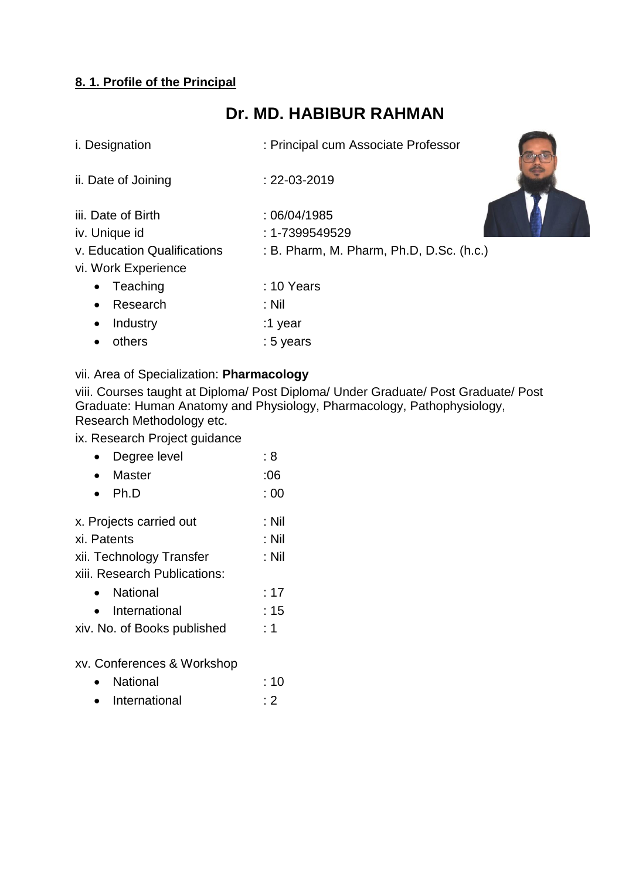**8. 1. Profile of the Principal**

# Dr. MD. HABIBUR RAHMAN

i. Designation : Principal cum Associate Professor

ii. Date of Joining : 22-03-2019

iii. Date of Birth : 06/04/1985

iv. Unique id : 1-7399549529

v. Education Qualifications : B. Pharm, M. Pharm, Ph.D, D.Sc. (h.c.)

vi. Work Experience

- Teaching : 10 Years
- Research : Nil
- Industry :1 year
- others : 5 years

vii. Area of Specialization: **Pharmacology**

viii. Courses taught at Diploma/ Post Diploma/ Under Graduate/ Post Graduate/ Post Graduate: Human Anatomy and Physiology, Pharmacology, Pathophysiology, Research Methodology etc.

ix. Research Project guidance

- Degree level : 8
- Master :06
- Ph.D : 00

x. Projects carried out : Nil

xi. Patents : Nil

xii. Technology Transfer : Nil

xiii. Research Publications:

- National : 17
- International : 15

xiv. No. of Books published : 1

xv. Conferences & Workshop

- National : 10
- International : 2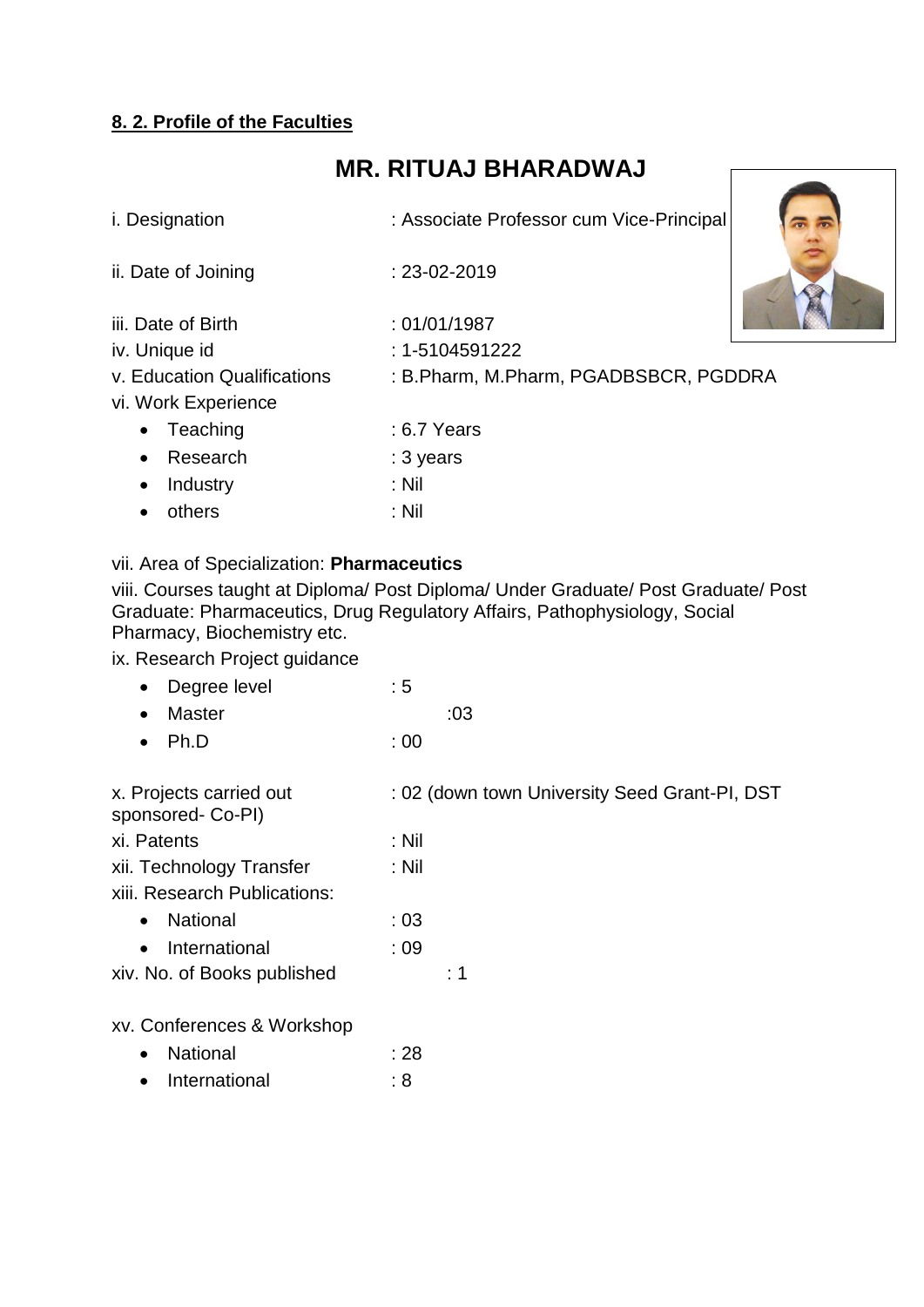**8. 2. Profile of the Faculties**

## MR. RITUAJ BHARADWAJ

i. Designation : Associate Professor cum Vice-Principal

ii. Date of Joining : 23-02-2019

iii. Date of Birth : 01/01/1987

iv. Unique id : 1-5104591222

v. Education Qualifications : B.Pharm, M.Pharm, PGADBSBCR, PGDDRA

vi. Work Experience

- Teaching : 6.7 Years
- Research : 3 years
- Industry : Nil
- others : Nil

vii. Area of Specialization: **Pharmaceutics**

viii. Courses taught at Diploma/ Post Diploma/ Under Graduate/ Post Graduate/ Post Graduate: Pharmaceutics, Drug Regulatory Affairs, Pathophysiology, Social Pharmacy, Biochemistry etc.

ix. Research Project guidance

- Degree level : 5
- Master :03
- Ph.D : 00

x. Projects carried out : 02 (down town University Seed Grant-PI, DST sponsored- Co-PI)

xi. Patents : Nil

xii. Technology Transfer : Nil

xiii. Research Publications:

- National : 03
- International : 09

xiv. No. of Books published : 1

xv. Conferences & Workshop

- National : 28
- International : 8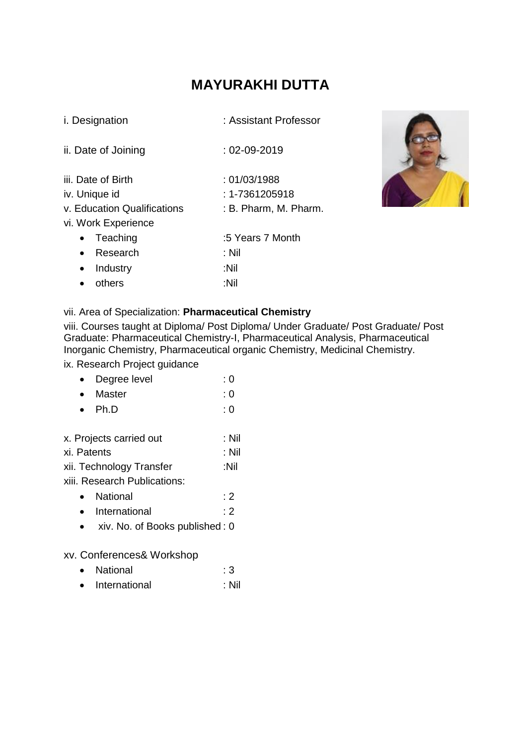# MAYURAKHI DUTTA

i. Designation : Assistant Professor

ii. Date of Joining : 02-09-2019

iii. Date of Birth : 01/03/1988

iv. Unique id : 1-7361205918

v. Education Qualifications : B. Pharm, M. Pharm.

vi. Work Experience

- Teaching :5 Years 7 Month
- Research : Nil
- Industry :Nil
- others :Nil

vii. Area of Specialization: **Pharmaceutical Chemistry**

viii. Courses taught at Diploma/ Post Diploma/ Under Graduate/ Post Graduate/ Post Graduate: Pharmaceutical Chemistry-I, Pharmaceutical Analysis, Pharmaceutical Inorganic Chemistry, Pharmaceutical organic Chemistry, Medicinal Chemistry.

ix. Research Project guidance

- Degree level : 0
- Master : 0
- Ph.D : 0

x. Projects carried out : Nil

xi. Patents : Nil

xii. Technology Transfer :Nil

xiii. Research Publications:

- National : 2
- International : 2
- xiv. No. of Books published : 0

xv. Conferences& Workshop

- National : 3
- International : Nil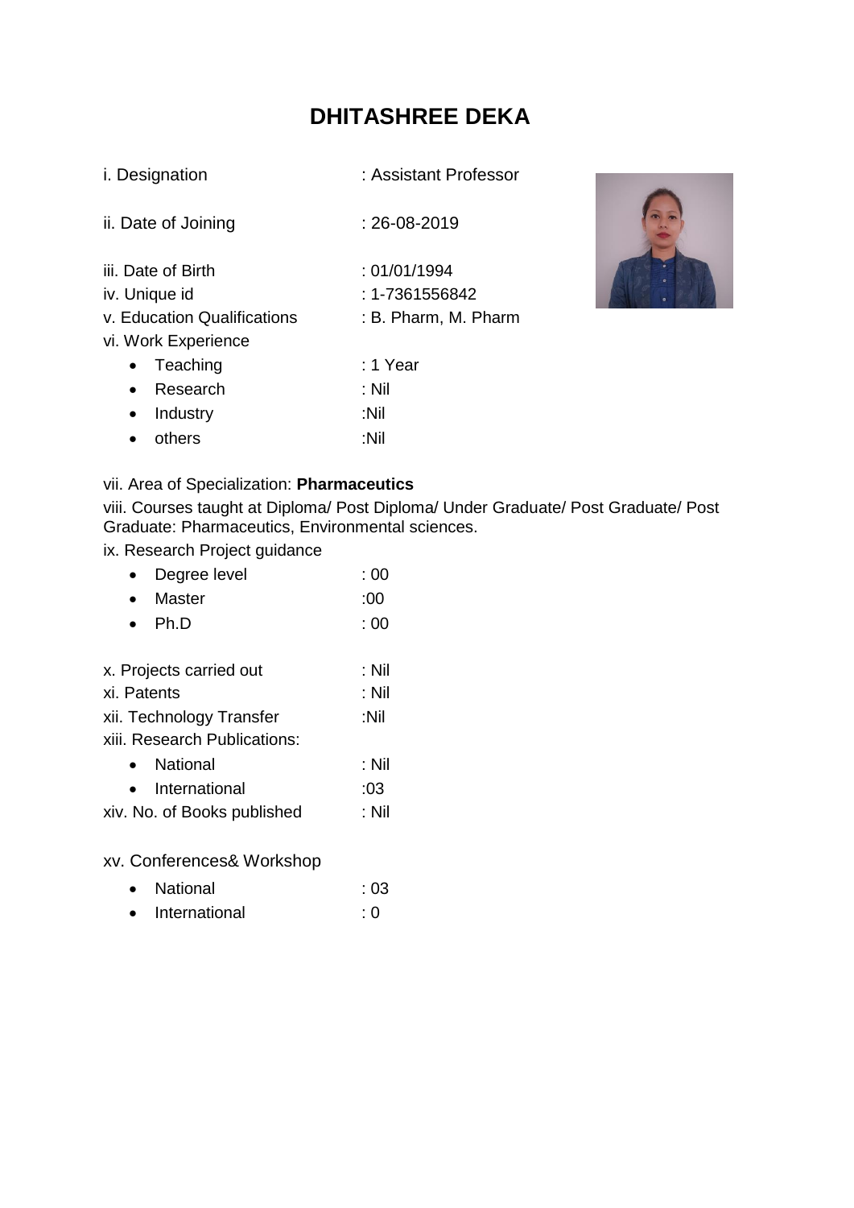# DHITASHREE DEKA

i. Designation : Assistant Professor

ii. Date of Joining : 26-08-2019

iii. Date of Birth : 01/01/1994

iv. Unique id : 1-7361556842

v. Education Qualifications : B. Pharm, M. Pharm

vi. Work Experience

- Teaching : 1 Year
- Research : Nil
- Industry :Nil
- others :Nil

vii. Area of Specialization: **Pharmaceutics**

viii. Courses taught at Diploma/ Post Diploma/ Under Graduate/ Post Graduate/ Post Graduate: Pharmaceutics, Environmental sciences.

ix. Research Project guidance

- Degree level : 00
- Master :00
- Ph.D : 00

x. Projects carried out : Nil

xi. Patents : Nil

xii. Technology Transfer :Nil

xiii. Research Publications:

- National : Nil
- International :03

xiv. No. of Books published : Nil

xv. Conferences& Workshop

- National : 03
- International : 0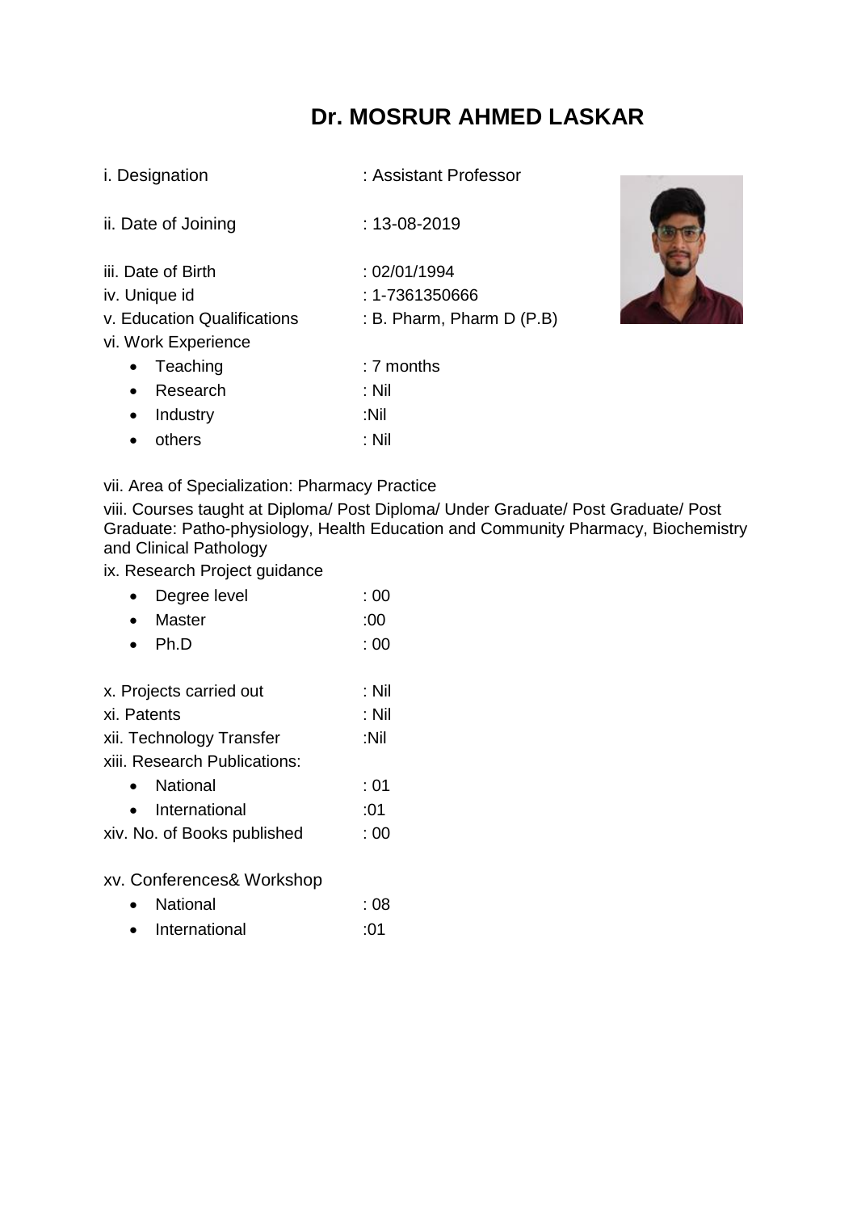# Dr. MOSRUR AHMED LASKAR

i. Designation : Assistant Professor

ii. Date of Joining : 13-08-2019

iii. Date of Birth : 02/01/1994

iv. Unique id : 1-7361350666

v. Education Qualifications : B. Pharm, Pharm D (P.B)

vi. Work Experience

- Teaching : 7 months
- Research : Nil
- Industry :Nil
- others : Nil

vii. Area of Specialization: Pharmacy Practice

viii. Courses taught at Diploma/ Post Diploma/ Under Graduate/ Post Graduate/ Post Graduate: Patho-physiology, Health Education and Community Pharmacy, Biochemistry and Clinical Pathology

ix. Research Project guidance

- Degree level : 00
- Master :00
- Ph.D : 00

x. Projects carried out : Nil

xi. Patents : Nil

xii. Technology Transfer :Nil

xiii. Research Publications:

- National : 01
- International :01

xiv. No. of Books published : 00

xv. Conferences& Workshop

- National : 08
- International :01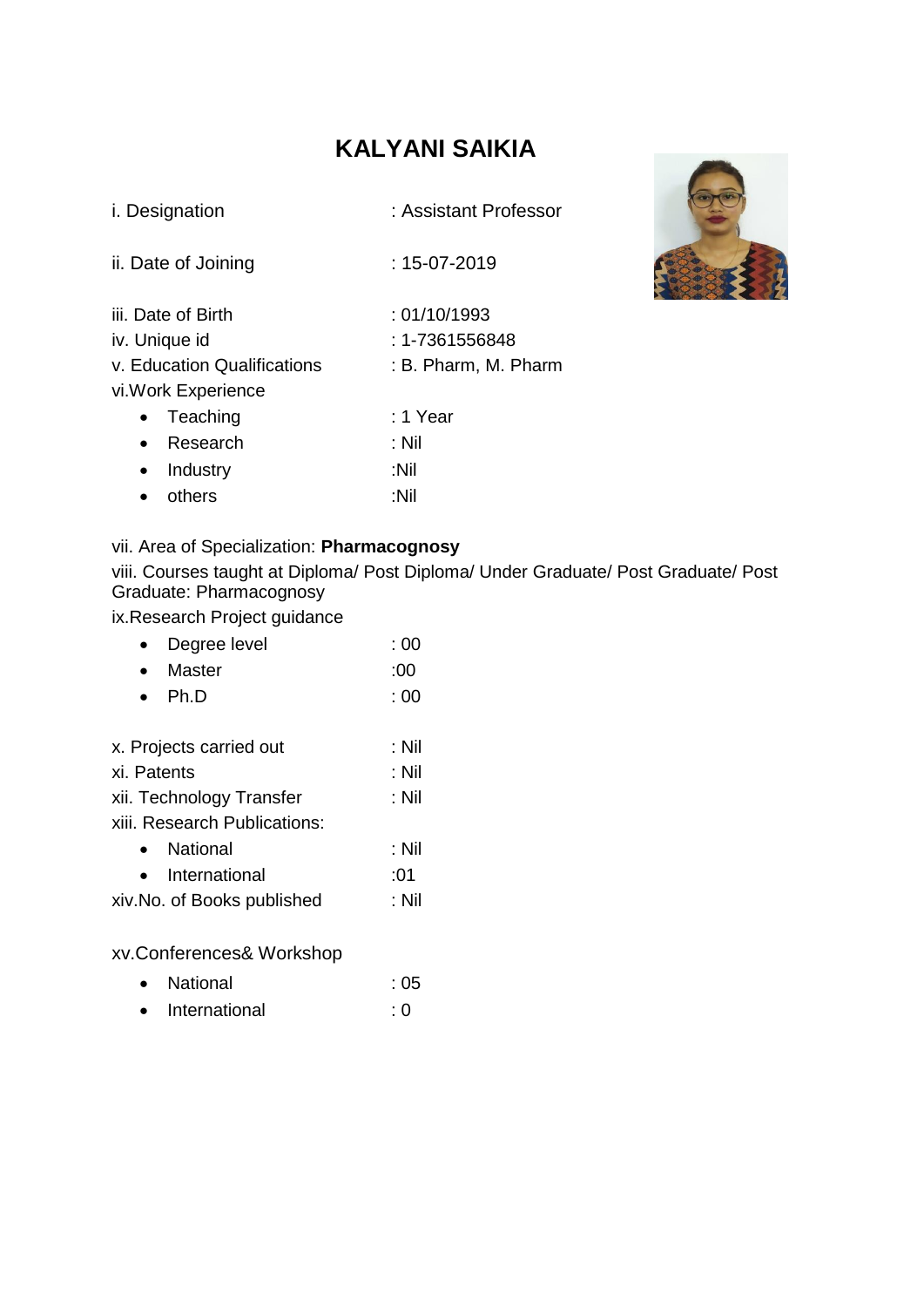# KALYANI SAIKIA

i. Designation : Assistant Professor

ii. Date of Joining : 15-07-2019

iii. Date of Birth : 01/10/1993
iv. Unique id : 1-7361556848
v. Education Qualifications : B. Pharm, M. Pharm
vi.Work Experience

- Teaching : 1 Year
- Research : Nil
- Industry :Nil
- others :Nil

vii. Area of Specialization: **Pharmacognosy**

viii. Courses taught at Diploma/ Post Diploma/ Under Graduate/ Post Graduate/ Post Graduate: Pharmacognosy

ix.Research Project guidance

- Degree level : 00
- Master :00
- Ph.D : 00

x. Projects carried out : Nil
xi. Patents : Nil
xii. Technology Transfer : Nil
xiii. Research Publications:

- National : Nil
- International :01

xiv.No. of Books published : Nil

xv.Conferences& Workshop

- National : 05
- International : 0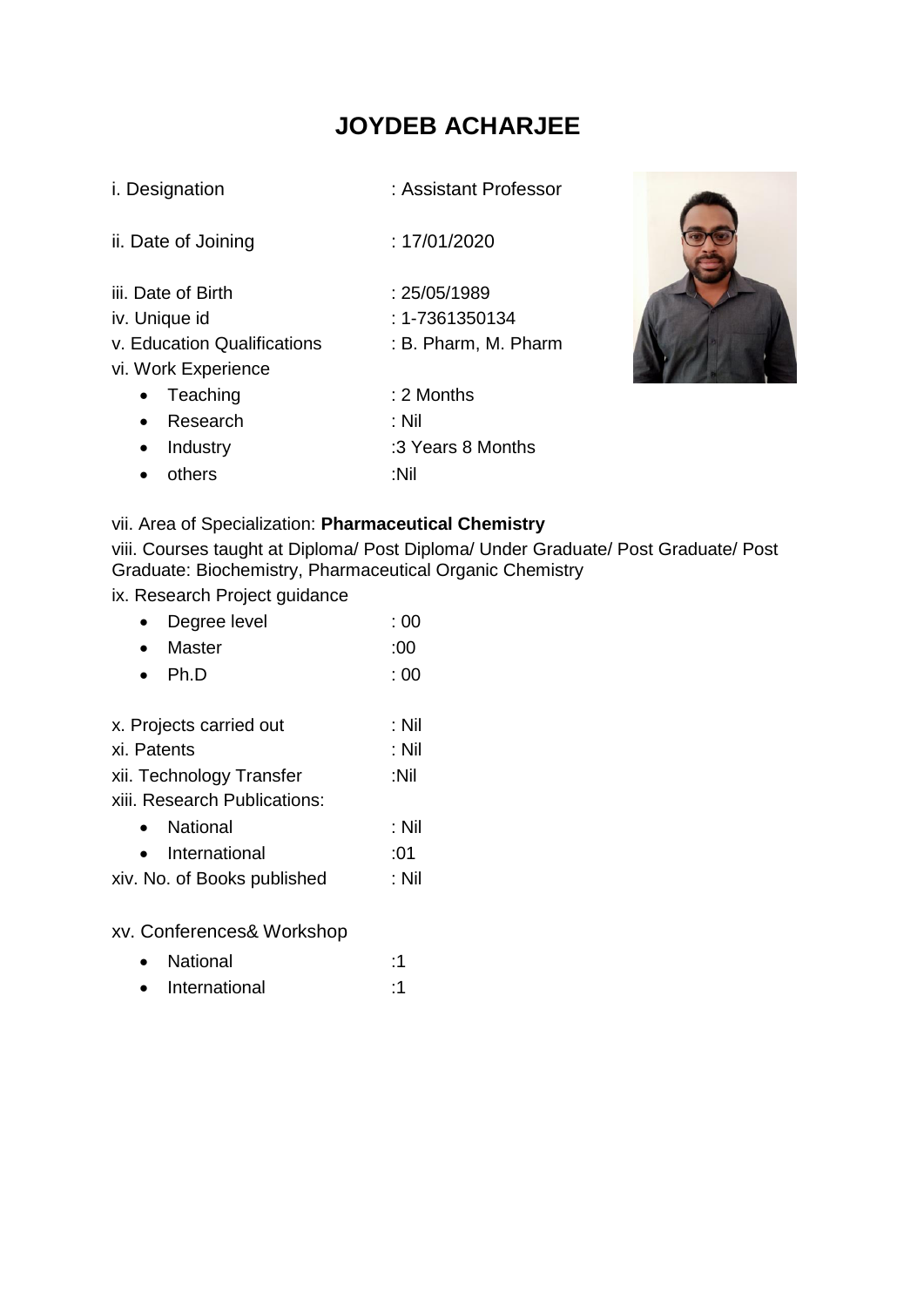# JOYDEB ACHARJEE

i. Designation : Assistant Professor

ii. Date of Joining : 17/01/2020

iii. Date of Birth : 25/05/1989

iv. Unique id : 1-7361350134

v. Education Qualifications : B. Pharm, M. Pharm

vi. Work Experience

- Teaching : 2 Months
- Research : Nil
- Industry :3 Years 8 Months
- others :Nil

vii. Area of Specialization: **Pharmaceutical Chemistry**

viii. Courses taught at Diploma/ Post Diploma/ Under Graduate/ Post Graduate/ Post Graduate: Biochemistry, Pharmaceutical Organic Chemistry

ix. Research Project guidance

- Degree level : 00
- Master :00
- Ph.D : 00

x. Projects carried out : Nil

xi. Patents : Nil

xii. Technology Transfer :Nil

xiii. Research Publications:

- National : Nil
- International :01

xiv. No. of Books published : Nil

xv. Conferences& Workshop

- National :1
- International :1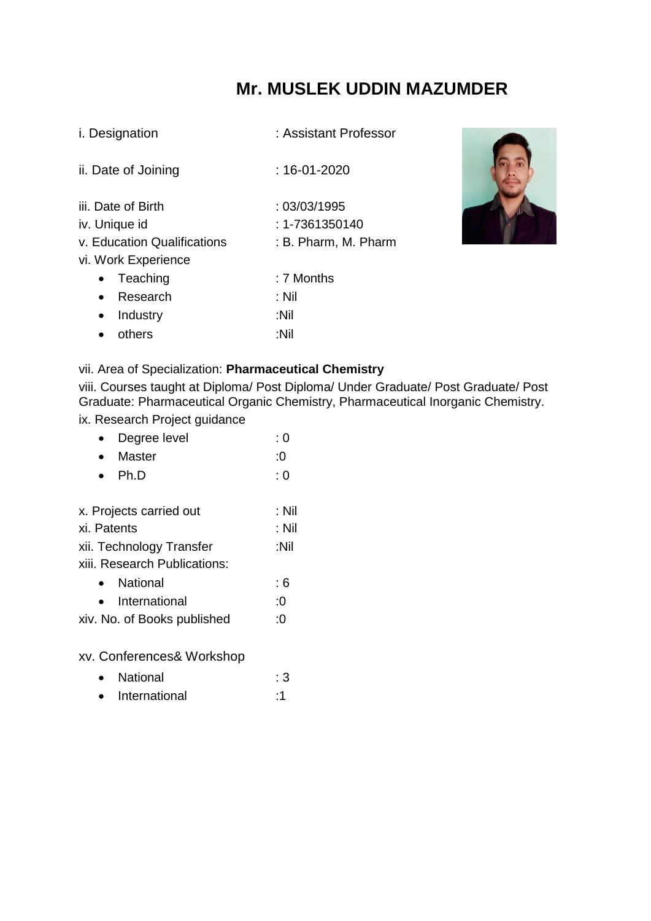# Mr. MUSLEK UDDIN MAZUMDER

i. Designation : Assistant Professor

ii. Date of Joining : 16-01-2020

iii. Date of Birth : 03/03/1995

iv. Unique id : 1-7361350140

v. Education Qualifications : B. Pharm, M. Pharm

vi. Work Experience

- Teaching : 7 Months
- Research : Nil
- Industry :Nil
- others :Nil

vii. Area of Specialization: **Pharmaceutical Chemistry**

viii. Courses taught at Diploma/ Post Diploma/ Under Graduate/ Post Graduate/ Post Graduate: Pharmaceutical Organic Chemistry, Pharmaceutical Inorganic Chemistry.

ix. Research Project guidance

- Degree level : 0
- Master :0
- Ph.D : 0

x. Projects carried out : Nil

xi. Patents : Nil

xii. Technology Transfer :Nil

xiii. Research Publications:

- National : 6
- International :0

xiv. No. of Books published :0

xv. Conferences& Workshop

- National : 3
- International :1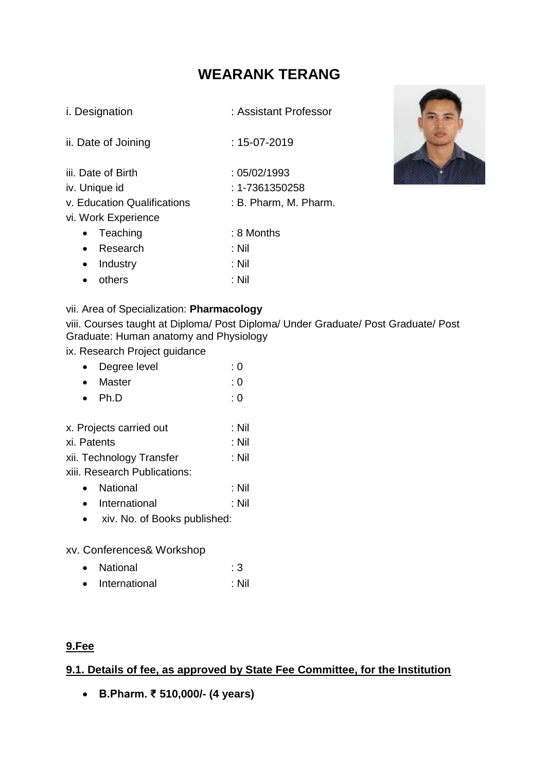# WEARANK TERANG

i. Designation : Assistant Professor

ii. Date of Joining : 15-07-2019

iii. Date of Birth : 05/02/1993

iv. Unique id : 1-7361350258

v. Education Qualifications : B. Pharm, M. Pharm.

vi. Work Experience

- Teaching : 8 Months
- Research : Nil
- Industry : Nil
- others : Nil

vii. Area of Specialization: **Pharmacology**

viii. Courses taught at Diploma/ Post Diploma/ Under Graduate/ Post Graduate/ Post Graduate: Human anatomy and Physiology

ix. Research Project guidance

- Degree level : 0
- Master : 0
- Ph.D : 0

x. Projects carried out : Nil

xi. Patents : Nil

xii. Technology Transfer : Nil

xiii. Research Publications:

- National : Nil
- International : Nil
- xiv. No. of Books published:

xv. Conferences& Workshop

- National : 3
- International : Nil

**9.Fee**

**9.1. Details of fee, as approved by State Fee Committee, for the Institution**

- **B.Pharm. ₹ 510,000/- (4 years)**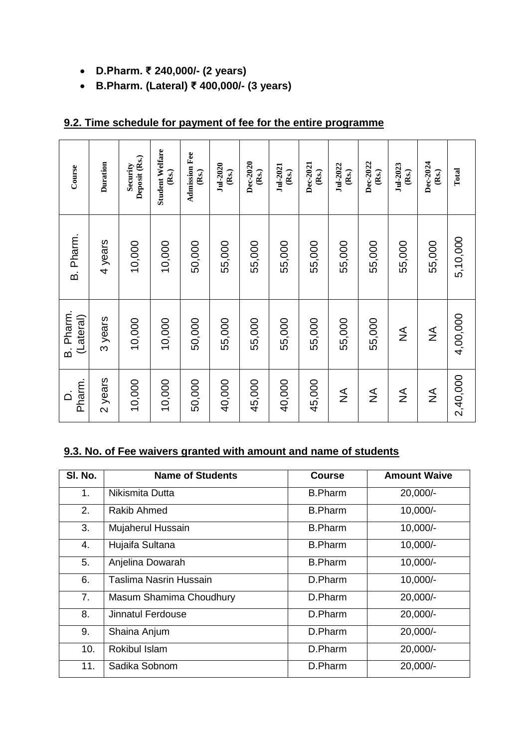- **D.Pharm. ₹ 240,000/- (2 years)**
- **B.Pharm. (Lateral) ₹ 400,000/- (3 years)**

## 9.2. Time schedule for payment of fee for the entire programme

| Course | Duration | Security Deposit (Rs.) | Student Welfare (Rs.) | Admission Fee (Rs.) | Jul-2020 (Rs.) | Dec-2020 (Rs.) | Jul-2021 (Rs.) | Dec-2021 (Rs.) | Jul-2022 (Rs.) | Dec-2022 (Rs.) | Jul-2023 (Rs.) | Dec-2024 (Rs.) | Total |
|---|---|---|---|---|---|---|---|---|---|---|---|---|---|
| B. Pharm. | 4 years | 10,000 | 10,000 | 50,000 | 55,000 | 55,000 | 55,000 | 55,000 | 55,000 | 55,000 | 55,000 | 55,000 | 5,10,000 |
| B. Pharm. (Lateral) | 3 years | 10,000 | 10,000 | 50,000 | 55,000 | 55,000 | 55,000 | 55,000 | 55,000 | 55,000 | NA | NA | 4,00,000 |
| D. Pharm. | 2 years | 10,000 | 10,000 | 50,000 | 40,000 | 45,000 | 40,000 | 45,000 | NA | NA | NA | NA | 2,40,000 |

## 9.3. No. of Fee waivers granted with amount and name of students

| Sl. No. | Name of Students | Course | Amount Waive |
|---|---|---|---|
| 1. | Nikismita Dutta | B.Pharm | 20,000/- |
| 2. | Rakib Ahmed | B.Pharm | 10,000/- |
| 3. | Mujaherul Hussain | B.Pharm | 10,000/- |
| 4. | Hujaifa Sultana | B.Pharm | 10,000/- |
| 5. | Anjelina Dowarah | B.Pharm | 10,000/- |
| 6. | Taslima Nasrin Hussain | D.Pharm | 10,000/- |
| 7. | Masum Shamima Choudhury | D.Pharm | 20,000/- |
| 8. | Jinnatul Ferdouse | D.Pharm | 20,000/- |
| 9. | Shaina Anjum | D.Pharm | 20,000/- |
| 10. | Rokibul Islam | D.Pharm | 20,000/- |
| 11. | Sadika Sobnom | D.Pharm | 20,000/- |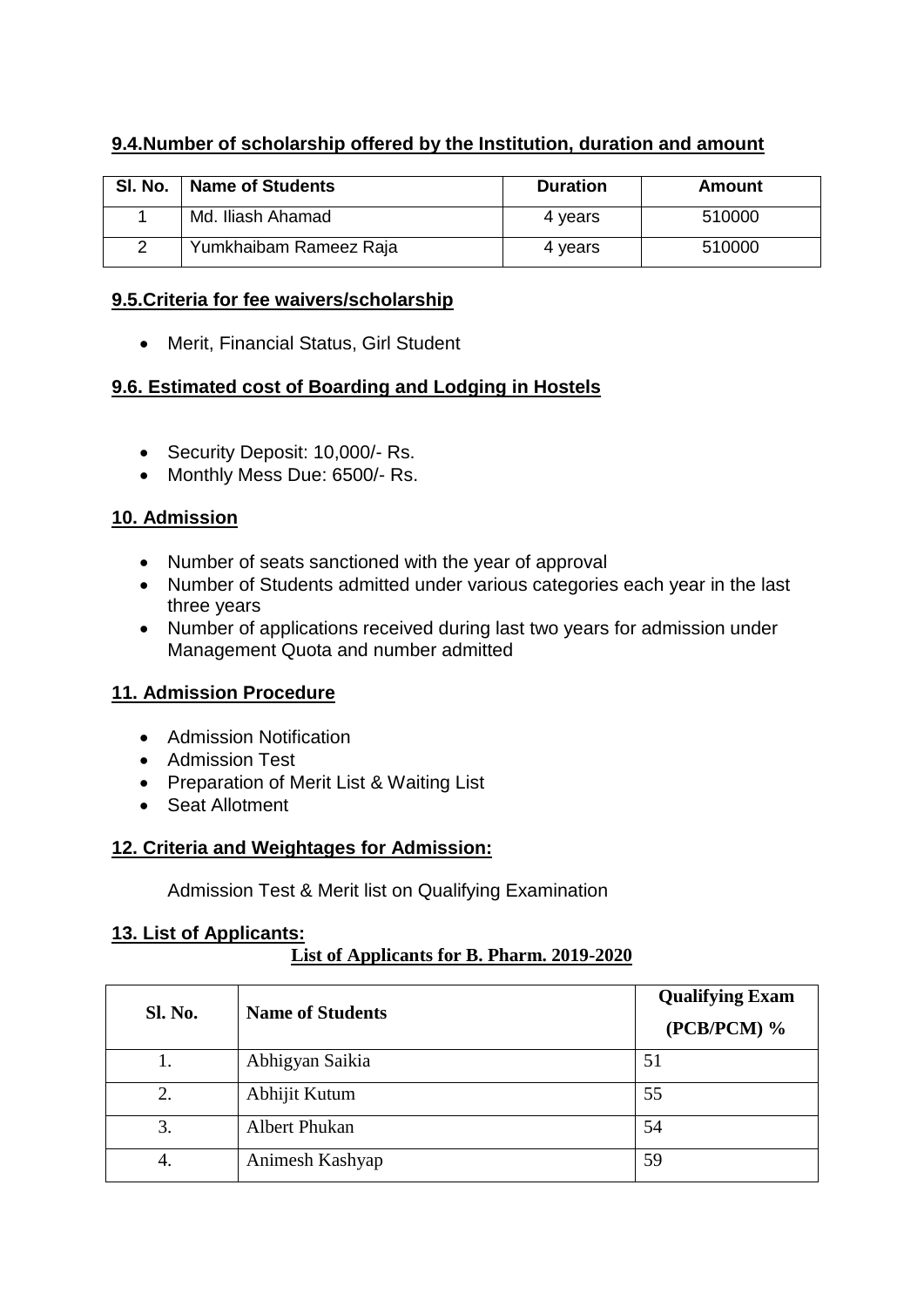## 9.4.Number of scholarship offered by the Institution, duration and amount

| Sl. No. | Name of Students | Duration | Amount |
|---|---|---|---|
| 1 | Md. Iliash Ahamad | 4 years | 510000 |
| 2 | Yumkhaibam Rameez Raja | 4 years | 510000 |

## 9.5.Criteria for fee waivers/scholarship

- Merit, Financial Status, Girl Student

## 9.6. Estimated cost of Boarding and Lodging in Hostels

- Security Deposit: 10,000/- Rs.
- Monthly Mess Due: 6500/- Rs.

## 10. Admission

- Number of seats sanctioned with the year of approval
- Number of Students admitted under various categories each year in the last three years
- Number of applications received during last two years for admission under Management Quota and number admitted

## 11. Admission Procedure

- Admission Notification
- Admission Test
- Preparation of Merit List & Waiting List
- Seat Allotment

## 12. Criteria and Weightages for Admission:

Admission Test & Merit list on Qualifying Examination

## 13. List of Applicants:

**List of Applicants for B. Pharm. 2019-2020**

| Sl. No. | Name of Students | Qualifying Exam (PCB/PCM) % |
|---|---|---|
| 1. | Abhigyan Saikia | 51 |
| 2. | Abhijit Kutum | 55 |
| 3. | Albert Phukan | 54 |
| 4. | Animesh Kashyap | 59 |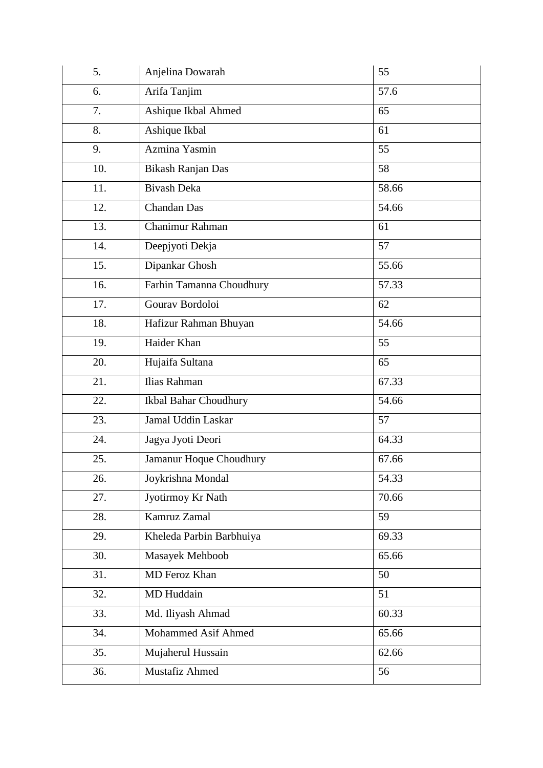| | | |
|---|---|---|
| 5. | Anjelina Dowarah | 55 |
| 6. | Arifa Tanjim | 57.6 |
| 7. | Ashique Ikbal Ahmed | 65 |
| 8. | Ashique Ikbal | 61 |
| 9. | Azmina Yasmin | 55 |
| 10. | Bikash Ranjan Das | 58 |
| 11. | Bivash Deka | 58.66 |
| 12. | Chandan Das | 54.66 |
| 13. | Chanimur Rahman | 61 |
| 14. | Deepjyoti Dekja | 57 |
| 15. | Dipankar Ghosh | 55.66 |
| 16. | Farhin Tamanna Choudhury | 57.33 |
| 17. | Gourav Bordoloi | 62 |
| 18. | Hafizur Rahman Bhuyan | 54.66 |
| 19. | Haider Khan | 55 |
| 20. | Hujaifa Sultana | 65 |
| 21. | Ilias Rahman | 67.33 |
| 22. | Ikbal Bahar Choudhury | 54.66 |
| 23. | Jamal Uddin Laskar | 57 |
| 24. | Jagya Jyoti Deori | 64.33 |
| 25. | Jamanur Hoque Choudhury | 67.66 |
| 26. | Joykrishna Mondal | 54.33 |
| 27. | Jyotirmoy Kr Nath | 70.66 |
| 28. | Kamruz Zamal | 59 |
| 29. | Kheleda Parbin Barbhuiya | 69.33 |
| 30. | Masayek Mehboob | 65.66 |
| 31. | MD Feroz Khan | 50 |
| 32. | MD Huddain | 51 |
| 33. | Md. Iliyash Ahmad | 60.33 |
| 34. | Mohammed Asif Ahmed | 65.66 |
| 35. | Mujaherul Hussain | 62.66 |
| 36. | Mustafiz Ahmed | 56 |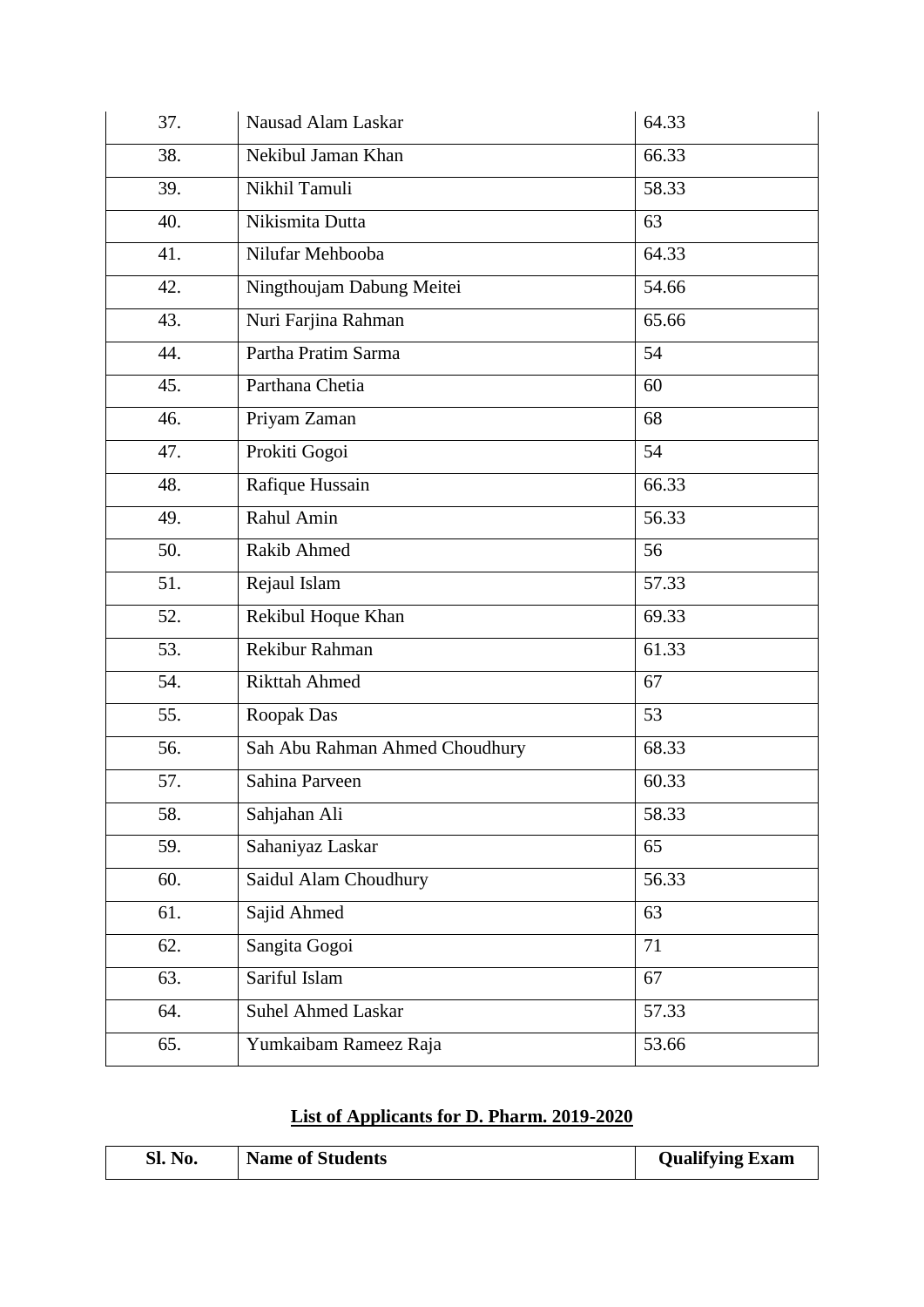| | | |
|---|---|---|
| 37. | Nausad Alam Laskar | 64.33 |
| 38. | Nekibul Jaman Khan | 66.33 |
| 39. | Nikhil Tamuli | 58.33 |
| 40. | Nikismita Dutta | 63 |
| 41. | Nilufar Mehbooba | 64.33 |
| 42. | Ningthoujam Dabung Meitei | 54.66 |
| 43. | Nuri Farjina Rahman | 65.66 |
| 44. | Partha Pratim Sarma | 54 |
| 45. | Parthana Chetia | 60 |
| 46. | Priyam Zaman | 68 |
| 47. | Prokiti Gogoi | 54 |
| 48. | Rafique Hussain | 66.33 |
| 49. | Rahul Amin | 56.33 |
| 50. | Rakib Ahmed | 56 |
| 51. | Rejaul Islam | 57.33 |
| 52. | Rekibul Hoque Khan | 69.33 |
| 53. | Rekibur Rahman | 61.33 |
| 54. | Rikttah Ahmed | 67 |
| 55. | Roopak Das | 53 |
| 56. | Sah Abu Rahman Ahmed Choudhury | 68.33 |
| 57. | Sahina Parveen | 60.33 |
| 58. | Sahjahan Ali | 58.33 |
| 59. | Sahaniyaz Laskar | 65 |
| 60. | Saidul Alam Choudhury | 56.33 |
| 61. | Sajid Ahmed | 63 |
| 62. | Sangita Gogoi | 71 |
| 63. | Sariful Islam | 67 |
| 64. | Suhel Ahmed Laskar | 57.33 |
| 65. | Yumkaibam Rameez Raja | 53.66 |

## List of Applicants for D. Pharm. 2019-2020

| Sl. No. | Name of Students | Qualifying Exam |
|---|---|---|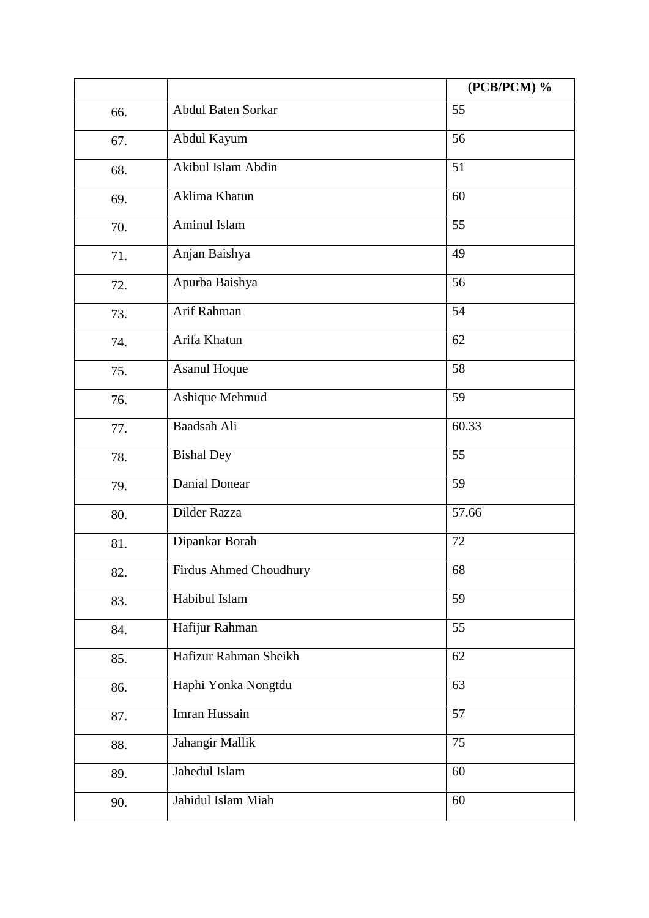| | | (PCB/PCM) % |
|---|---|---|
| 66. | Abdul Baten Sorkar | 55 |
| 67. | Abdul Kayum | 56 |
| 68. | Akibul Islam Abdin | 51 |
| 69. | Aklima Khatun | 60 |
| 70. | Aminul Islam | 55 |
| 71. | Anjan Baishya | 49 |
| 72. | Apurba Baishya | 56 |
| 73. | Arif Rahman | 54 |
| 74. | Arifa Khatun | 62 |
| 75. | Asanul Hoque | 58 |
| 76. | Ashique Mehmud | 59 |
| 77. | Baadsah Ali | 60.33 |
| 78. | Bishal Dey | 55 |
| 79. | Danial Donear | 59 |
| 80. | Dilder Razza | 57.66 |
| 81. | Dipankar Borah | 72 |
| 82. | Firdus Ahmed Choudhury | 68 |
| 83. | Habibul Islam | 59 |
| 84. | Hafijur Rahman | 55 |
| 85. | Hafizur Rahman Sheikh | 62 |
| 86. | Haphi Yonka Nongtdu | 63 |
| 87. | Imran Hussain | 57 |
| 88. | Jahangir Mallik | 75 |
| 89. | Jahedul Islam | 60 |
| 90. | Jahidul Islam Miah | 60 |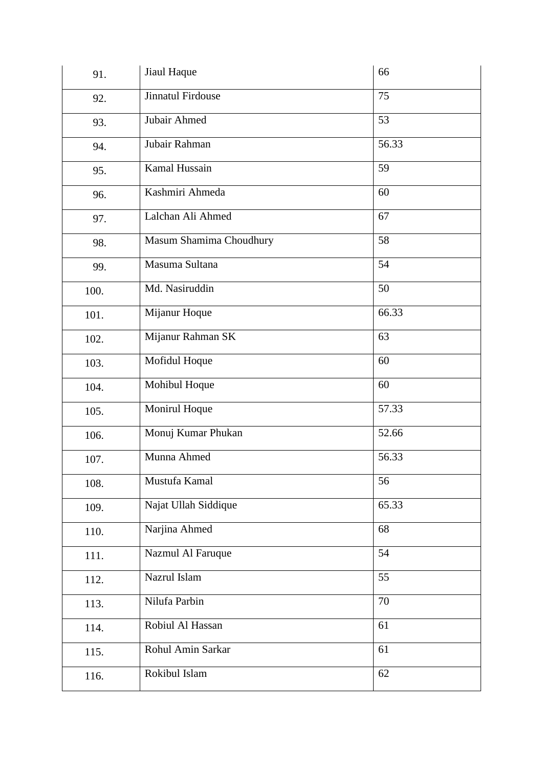| | | |
|---|---|---|
| 91. | Jiaul Haque | 66 |
| 92. | Jinnatul Firdouse | 75 |
| 93. | Jubair Ahmed | 53 |
| 94. | Jubair Rahman | 56.33 |
| 95. | Kamal Hussain | 59 |
| 96. | Kashmiri Ahmeda | 60 |
| 97. | Lalchan Ali Ahmed | 67 |
| 98. | Masum Shamima Choudhury | 58 |
| 99. | Masuma Sultana | 54 |
| 100. | Md. Nasiruddin | 50 |
| 101. | Mijanur Hoque | 66.33 |
| 102. | Mijanur Rahman SK | 63 |
| 103. | Mofidul Hoque | 60 |
| 104. | Mohibul Hoque | 60 |
| 105. | Monirul Hoque | 57.33 |
| 106. | Monuj Kumar Phukan | 52.66 |
| 107. | Munna Ahmed | 56.33 |
| 108. | Mustufa Kamal | 56 |
| 109. | Najat Ullah Siddique | 65.33 |
| 110. | Narjina Ahmed | 68 |
| 111. | Nazmul Al Faruque | 54 |
| 112. | Nazrul Islam | 55 |
| 113. | Nilufa Parbin | 70 |
| 114. | Robiul Al Hassan | 61 |
| 115. | Rohul Amin Sarkar | 61 |
| 116. | Rokibul Islam | 62 |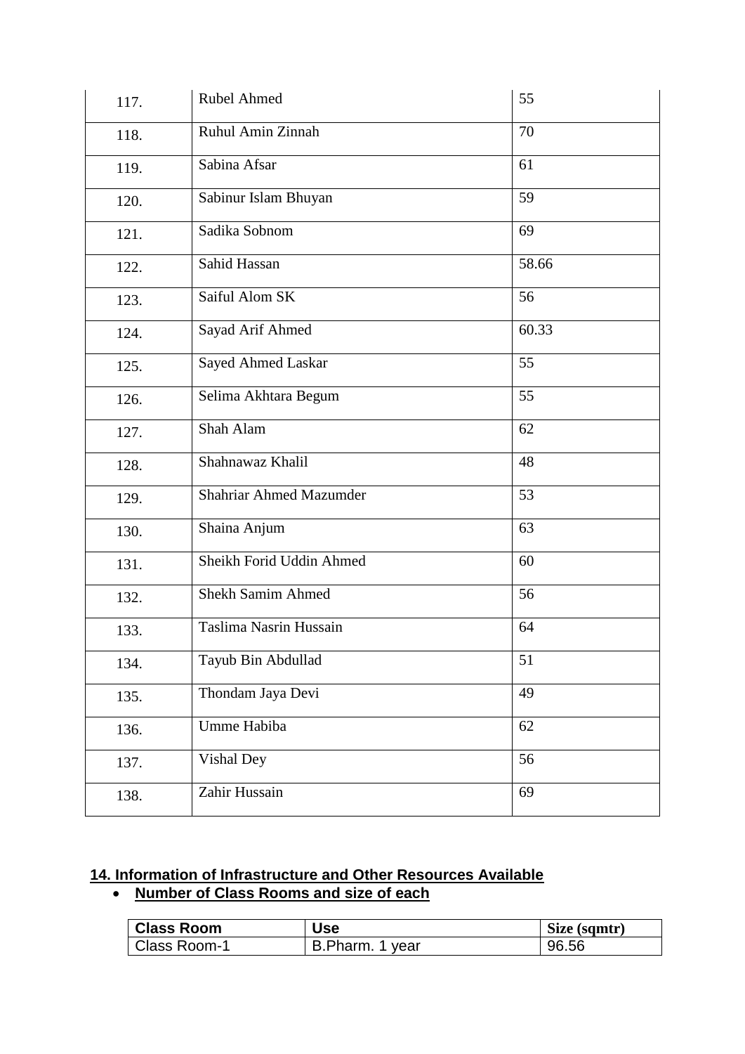| | | |
|---|---|---|
| 117. | Rubel Ahmed | 55 |
| 118. | Ruhul Amin Zinnah | 70 |
| 119. | Sabina Afsar | 61 |
| 120. | Sabinur Islam Bhuyan | 59 |
| 121. | Sadika Sobnom | 69 |
| 122. | Sahid Hassan | 58.66 |
| 123. | Saiful Alom SK | 56 |
| 124. | Sayad Arif Ahmed | 60.33 |
| 125. | Sayed Ahmed Laskar | 55 |
| 126. | Selima Akhtara Begum | 55 |
| 127. | Shah Alam | 62 |
| 128. | Shahnawaz Khalil | 48 |
| 129. | Shahriar Ahmed Mazumder | 53 |
| 130. | Shaina Anjum | 63 |
| 131. | Sheikh Forid Uddin Ahmed | 60 |
| 132. | Shekh Samim Ahmed | 56 |
| 133. | Taslima Nasrin Hussain | 64 |
| 134. | Tayub Bin Abdullad | 51 |
| 135. | Thondam Jaya Devi | 49 |
| 136. | Umme Habiba | 62 |
| 137. | Vishal Dey | 56 |
| 138. | Zahir Hussain | 69 |

## 14. Information of Infrastructure and Other Resources Available

- **Number of Class Rooms and size of each**

| Class Room | Use | Size (sqmtr) |
|---|---|---|
| Class Room-1 | B.Pharm. 1 year | 96.56 |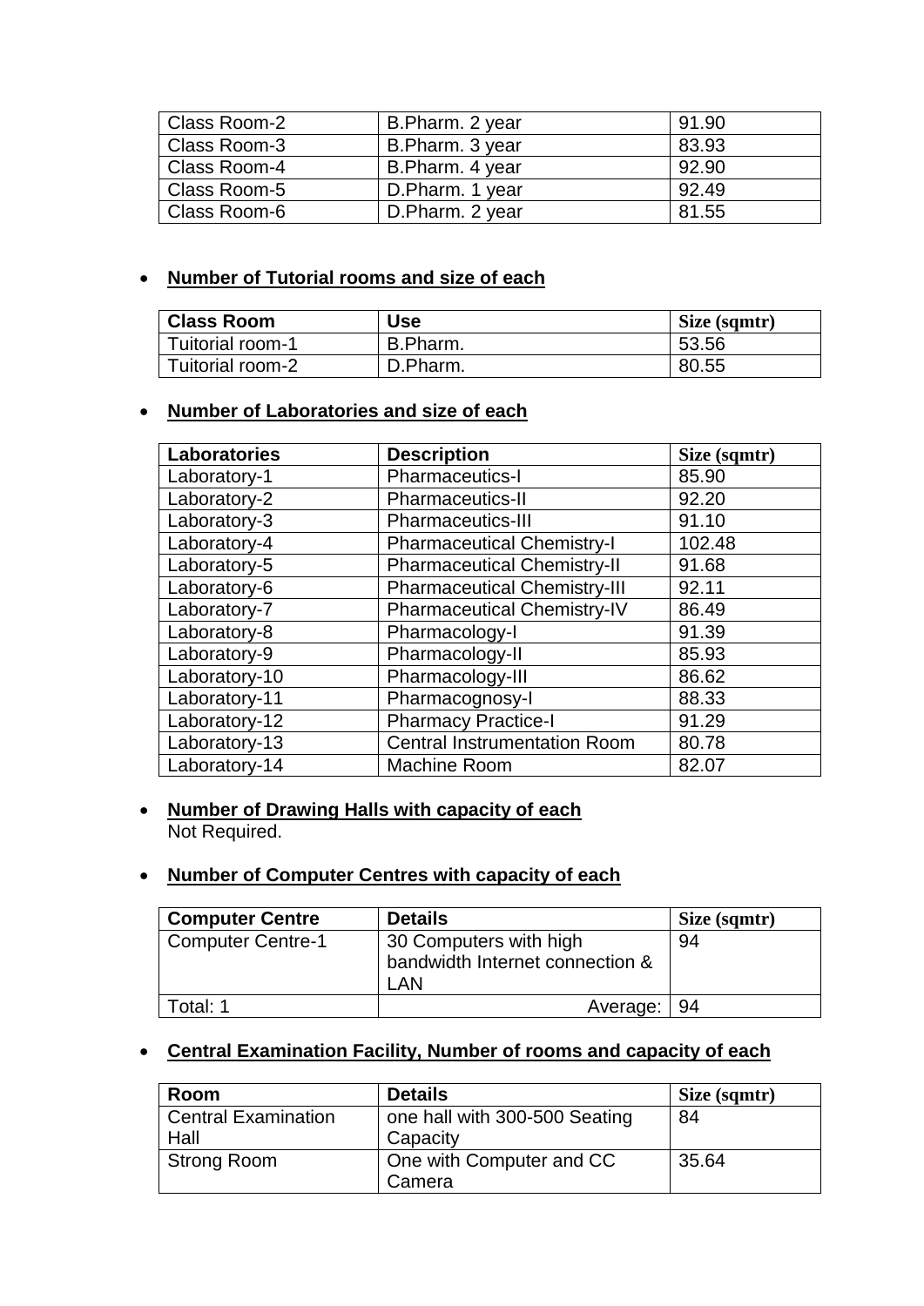| Class Room-2 | B.Pharm. 2 year | 91.90 |
|---|---|---|
| Class Room-3 | B.Pharm. 3 year | 83.93 |
| Class Room-4 | B.Pharm. 4 year | 92.90 |
| Class Room-5 | D.Pharm. 1 year | 92.49 |
| Class Room-6 | D.Pharm. 2 year | 81.55 |

- **Number of Tutorial rooms and size of each**

| Class Room | Use | Size (sqmtr) |
|---|---|---|
| Tuitorial room-1 | B.Pharm. | 53.56 |
| Tuitorial room-2 | D.Pharm. | 80.55 |

- **Number of Laboratories and size of each**

| Laboratories | Description | Size (sqmtr) |
|---|---|---|
| Laboratory-1 | Pharmaceutics-I | 85.90 |
| Laboratory-2 | Pharmaceutics-II | 92.20 |
| Laboratory-3 | Pharmaceutics-III | 91.10 |
| Laboratory-4 | Pharmaceutical Chemistry-I | 102.48 |
| Laboratory-5 | Pharmaceutical Chemistry-II | 91.68 |
| Laboratory-6 | Pharmaceutical Chemistry-III | 92.11 |
| Laboratory-7 | Pharmaceutical Chemistry-IV | 86.49 |
| Laboratory-8 | Pharmacology-I | 91.39 |
| Laboratory-9 | Pharmacology-II | 85.93 |
| Laboratory-10 | Pharmacology-III | 86.62 |
| Laboratory-11 | Pharmacognosy-I | 88.33 |
| Laboratory-12 | Pharmacy Practice-I | 91.29 |
| Laboratory-13 | Central Instrumentation Room | 80.78 |
| Laboratory-14 | Machine Room | 82.07 |

- **Number of Drawing Halls with capacity of each**
  Not Required.

- **Number of Computer Centres with capacity of each**

| Computer Centre | Details | Size (sqmtr) |
|---|---|---|
| Computer Centre-1 | 30 Computers with high bandwidth Internet connection & LAN | 94 |
| Total: 1 | Average: | 94 |

- **Central Examination Facility, Number of rooms and capacity of each**

| Room | Details | Size (sqmtr) |
|---|---|---|
| Central Examination Hall | one hall with 300-500 Seating Capacity | 84 |
| Strong Room | One with Computer and CC Camera | 35.64 |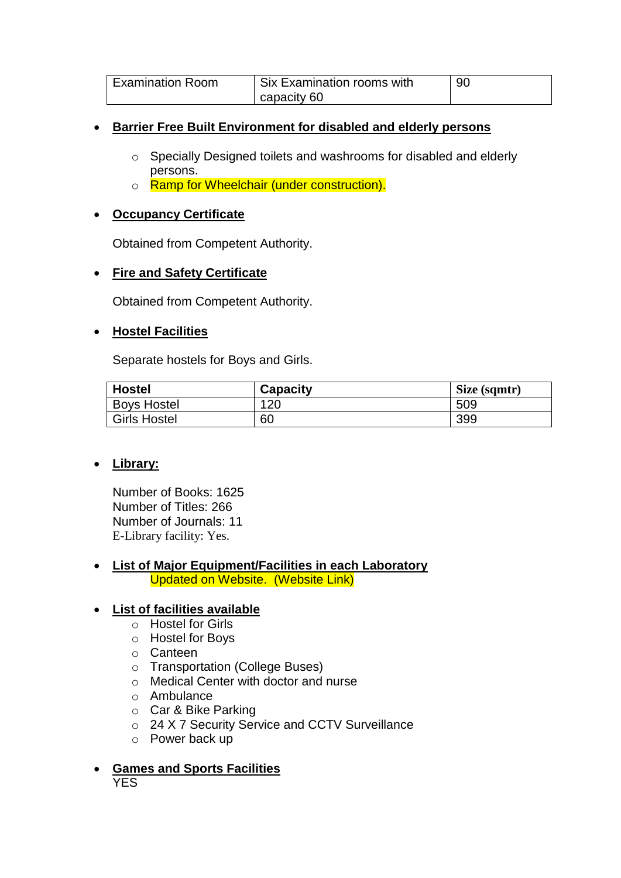| Examination Room | Six Examination rooms with capacity 60 | 90 |
|---|---|---|

- **Barrier Free Built Environment for disabled and elderly persons**
  - Specially Designed toilets and washrooms for disabled and elderly persons.
  - Ramp for Wheelchair (under construction).

- **Occupancy Certificate**

  Obtained from Competent Authority.

- **Fire and Safety Certificate**

  Obtained from Competent Authority.

- **Hostel Facilities**

  Separate hostels for Boys and Girls.

| Hostel | Capacity | Size (sqmtr) |
|---|---|---|
| Boys Hostel | 120 | 509 |
| Girls Hostel | 60 | 399 |

- **Library:**

  Number of Books: 1625
  Number of Titles: 266
  Number of Journals: 11
  E-Library facility: Yes.

- **List of Major Equipment/Facilities in each Laboratory**
  Updated on Website. (Website Link)

- **List of facilities available**
  - Hostel for Girls
  - Hostel for Boys
  - Canteen
  - Transportation (College Buses)
  - Medical Center with doctor and nurse
  - Ambulance
  - Car & Bike Parking
  - 24 X 7 Security Service and CCTV Surveillance
  - Power back up

- **Games and Sports Facilities**
  YES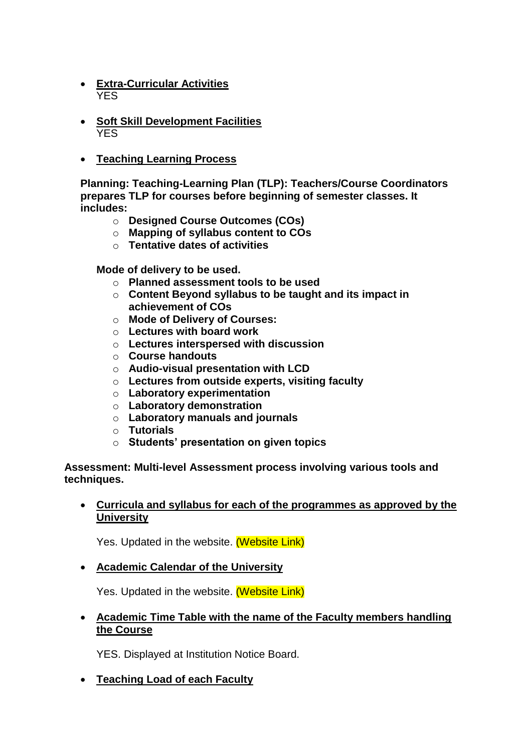- **Extra-Curricular Activities**
  YES

- **Soft Skill Development Facilities**
  YES

- **Teaching Learning Process**

**Planning: Teaching-Learning Plan (TLP): Teachers/Course Coordinators prepares TLP for courses before beginning of semester classes. It includes:**

  - **Designed Course Outcomes (COs)**
  - **Mapping of syllabus content to COs**
  - **Tentative dates of activities**

  **Mode of delivery to be used.**

  - **Planned assessment tools to be used**
  - **Content Beyond syllabus to be taught and its impact in achievement of COs**
  - **Mode of Delivery of Courses:**
  - **Lectures with board work**
  - **Lectures interspersed with discussion**
  - **Course handouts**
  - **Audio-visual presentation with LCD**
  - **Lectures from outside experts, visiting faculty**
  - **Laboratory experimentation**
  - **Laboratory demonstration**
  - **Laboratory manuals and journals**
  - **Tutorials**
  - **Students' presentation on given topics**

**Assessment: Multi-level Assessment process involving various tools and techniques.**

- **Curricula and syllabus for each of the programmes as approved by the University**

  Yes. Updated in the website. (Website Link)

- **Academic Calendar of the University**

  Yes. Updated in the website. (Website Link)

- **Academic Time Table with the name of the Faculty members handling the Course**

  YES. Displayed at Institution Notice Board.

- **Teaching Load of each Faculty**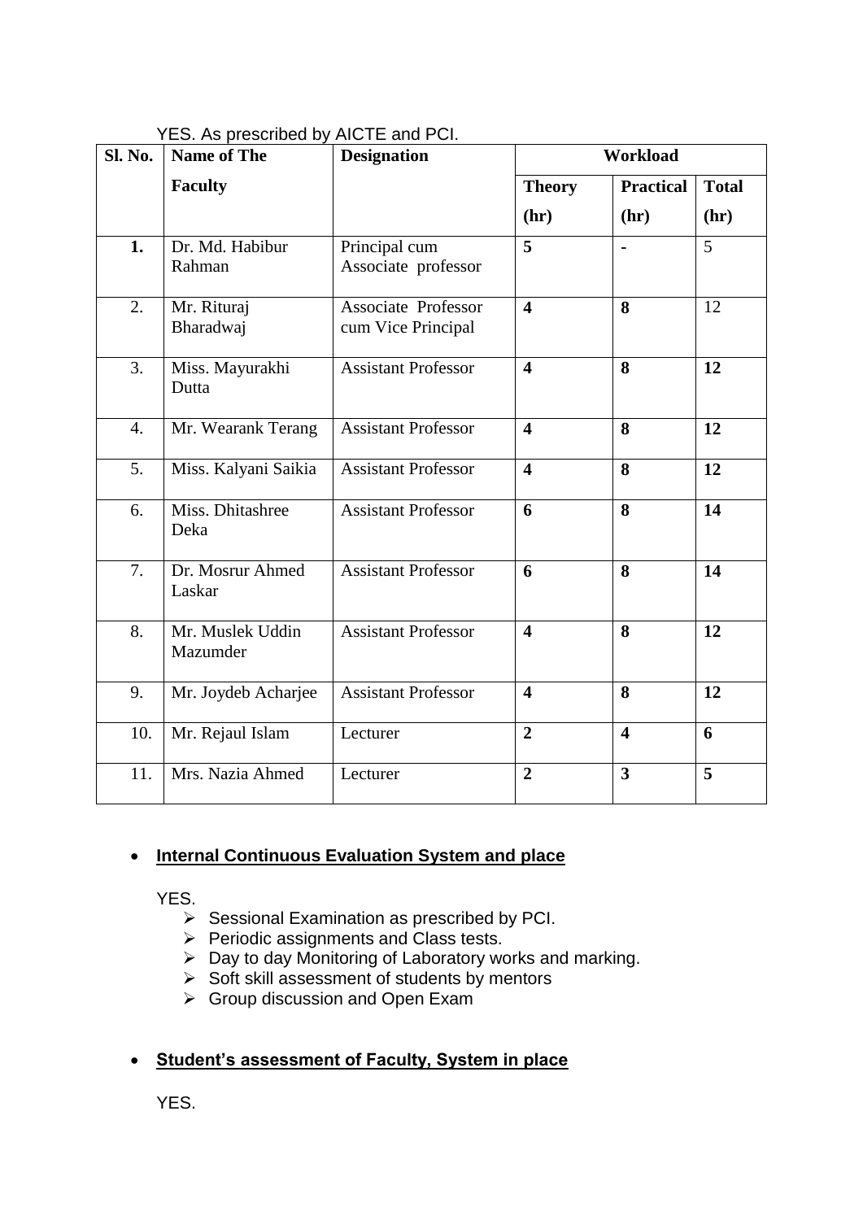YES. As prescribed by AICTE and PCI.

| Sl. No. | Name of The Faculty | Designation | Workload | | |
|---|---|---|---|---|---|
| | | | Theory (hr) | Practical (hr) | Total (hr) |
| **1.** | Dr. Md. Habibur Rahman | Principal cum Associate professor | **5** | **-** | 5 |
| 2. | Mr. Rituraj Bharadwaj | Associate Professor cum Vice Principal | **4** | **8** | 12 |
| 3. | Miss. Mayurakhi Dutta | Assistant Professor | **4** | **8** | **12** |
| 4. | Mr. Wearank Terang | Assistant Professor | **4** | **8** | **12** |
| 5. | Miss. Kalyani Saikia | Assistant Professor | **4** | **8** | **12** |
| 6. | Miss. Dhitashree Deka | Assistant Professor | **6** | **8** | **14** |
| 7. | Dr. Mosrur Ahmed Laskar | Assistant Professor | **6** | **8** | **14** |
| 8. | Mr. Muslek Uddin Mazumder | Assistant Professor | **4** | **8** | **12** |
| 9. | Mr. Joydeb Acharjee | Assistant Professor | **4** | **8** | **12** |
| 10. | Mr. Rejaul Islam | Lecturer | **2** | **4** | **6** |
| 11. | Mrs. Nazia Ahmed | Lecturer | **2** | **3** | **5** |

- **Internal Continuous Evaluation System and place**

  YES.
  - Sessional Examination as prescribed by PCI.
  - Periodic assignments and Class tests.
  - Day to day Monitoring of Laboratory works and marking.
  - Soft skill assessment of students by mentors
  - Group discussion and Open Exam

- **Student's assessment of Faculty, System in place**

  YES.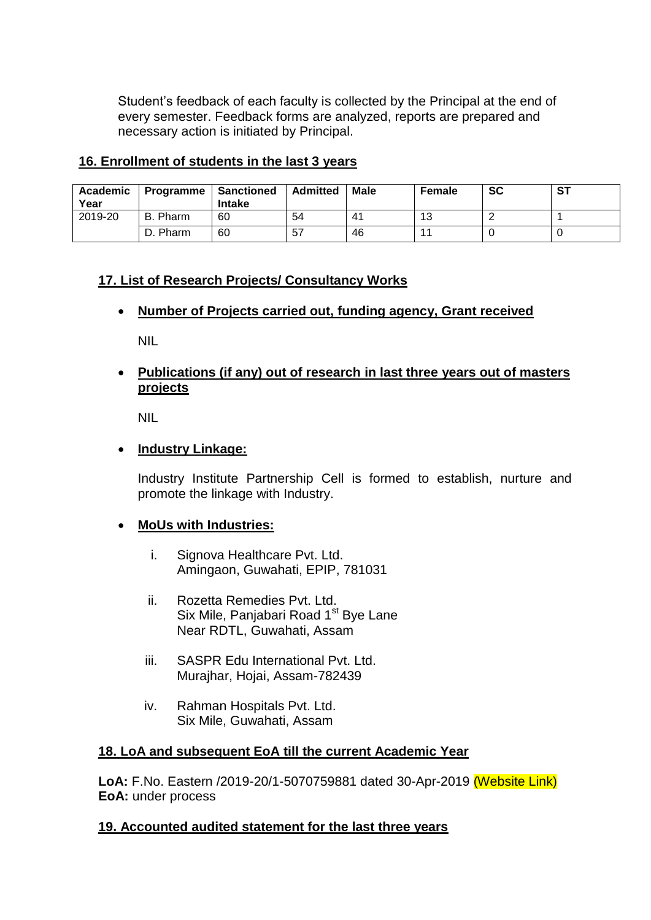Student's feedback of each faculty is collected by the Principal at the end of every semester. Feedback forms are analyzed, reports are prepared and necessary action is initiated by Principal.

## 16. Enrollment of students in the last 3 years

| Academic Year | Programme | Sanctioned Intake | Admitted | Male | Female | SC | ST |
|---|---|---|---|---|---|---|---|
| 2019-20 | B. Pharm | 60 | 54 | 41 | 13 | 2 | 1 |
| | D. Pharm | 60 | 57 | 46 | 11 | 0 | 0 |

## 17. List of Research Projects/ Consultancy Works

- **Number of Projects carried out, funding agency, Grant received**

  NIL

- **Publications (if any) out of research in last three years out of masters projects**

  NIL

- **Industry Linkage:**

  Industry Institute Partnership Cell is formed to establish, nurture and promote the linkage with Industry.

- **MoUs with Industries:**

  i. Signova Healthcare Pvt. Ltd.
     Amingaon, Guwahati, EPIP, 781031

  ii. Rozetta Remedies Pvt. Ltd.
      Six Mile, Panjabari Road 1st Bye Lane
      Near RDTL, Guwahati, Assam

  iii. SASPR Edu International Pvt. Ltd.
       Murajhar, Hojai, Assam-782439

  iv. Rahman Hospitals Pvt. Ltd.
      Six Mile, Guwahati, Assam

## 18. LoA and subsequent EoA till the current Academic Year

**LoA:** F.No. Eastern /2019-20/1-5070759881 dated 30-Apr-2019 (Website Link)
**EoA:** under process

## 19. Accounted audited statement for the last three years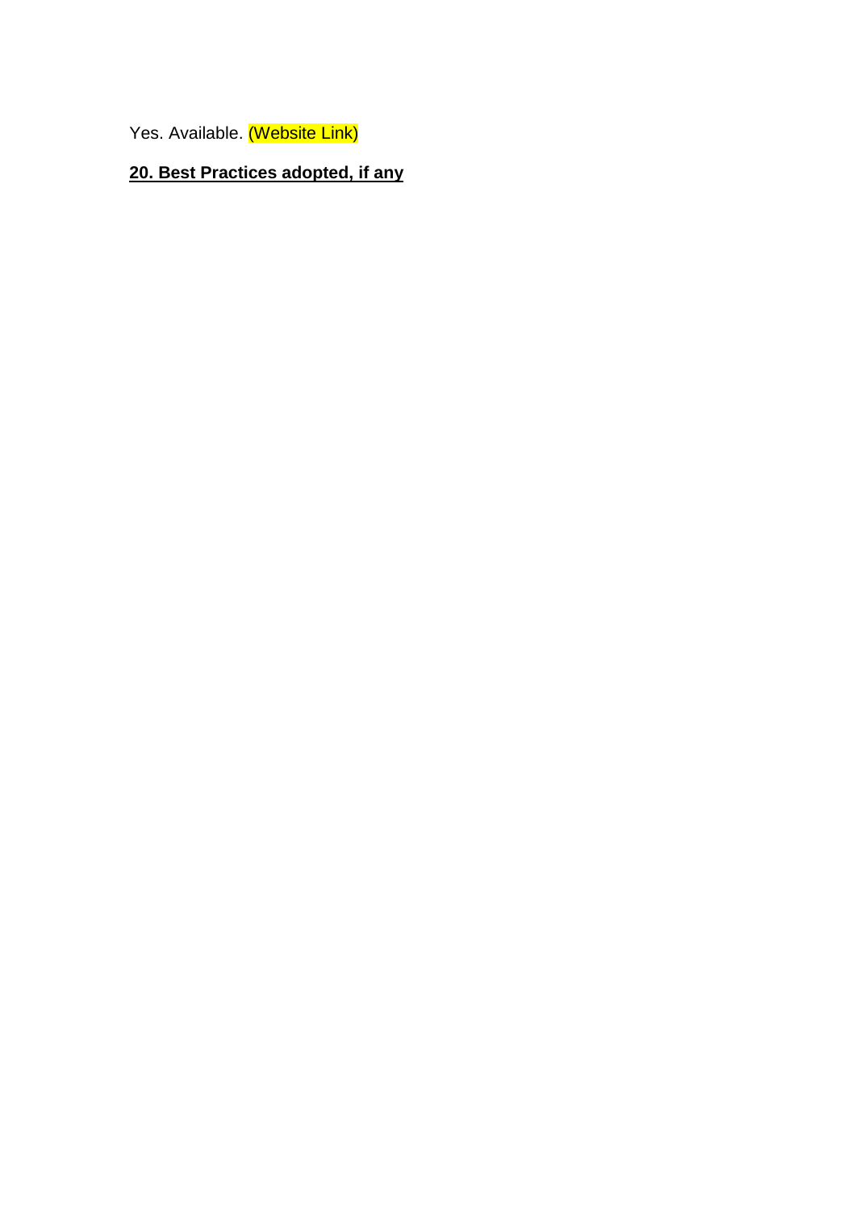Yes. Available. (Website Link)

**20. Best Practices adopted, if any**